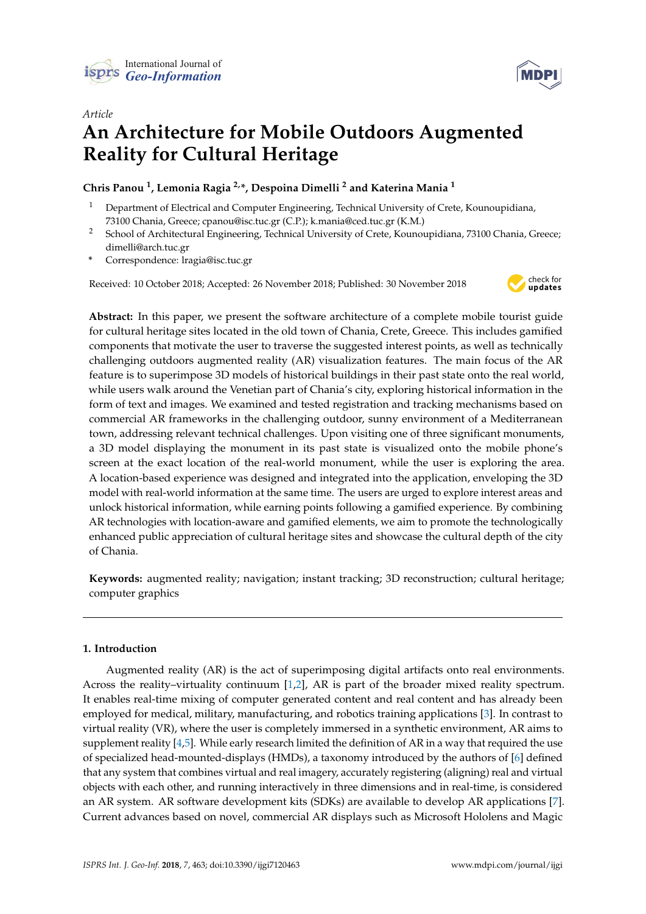*Article*

# An Architecture for Mobile Outdoors Augmented Reality for Cultural Heritage

**Chris Panou [1], Lemonia Ragia [2,*], Despoina Dimelli [2] and Katerina Mania [1]**

1 Department of Electrical and Computer Engineering, Technical University of Crete, Kounoupidiana, 73100 Chania, Greece; cpanou@isc.tuc.gr (C.P.); k.mania@ced.tuc.gr (K.M.)

2 School of Architectural Engineering, Technical University of Crete, Kounoupidiana, 73100 Chania, Greece; dimelli@arch.tuc.gr

* Correspondence: lragia@isc.tuc.gr

Received: 10 October 2018; Accepted: 26 November 2018; Published: 30 November 2018

**Abstract:** In this paper, we present the software architecture of a complete mobile tourist guide for cultural heritage sites located in the old town of Chania, Crete, Greece. This includes gamified components that motivate the user to traverse the suggested interest points, as well as technically challenging outdoors augmented reality (AR) visualization features. The main focus of the AR feature is to superimpose 3D models of historical buildings in their past state onto the real world, while users walk around the Venetian part of Chania's city, exploring historical information in the form of text and images. We examined and tested registration and tracking mechanisms based on commercial AR frameworks in the challenging outdoor, sunny environment of a Mediterranean town, addressing relevant technical challenges. Upon visiting one of three significant monuments, a 3D model displaying the monument in its past state is visualized onto the mobile phone's screen at the exact location of the real-world monument, while the user is exploring the area. A location-based experience was designed and integrated into the application, enveloping the 3D model with real-world information at the same time. The users are urged to explore interest areas and unlock historical information, while earning points following a gamified experience. By combining AR technologies with location-aware and gamified elements, we aim to promote the technologically enhanced public appreciation of cultural heritage sites and showcase the cultural depth of the city of Chania.

**Keywords:** augmented reality; navigation; instant tracking; 3D reconstruction; cultural heritage; computer graphics

## 1. Introduction

Augmented reality (AR) is the act of superimposing digital artifacts onto real environments. Across the reality–virtuality continuum [1,2], AR is part of the broader mixed reality spectrum. It enables real-time mixing of computer generated content and real content and has already been employed for medical, military, manufacturing, and robotics training applications [3]. In contrast to virtual reality (VR), where the user is completely immersed in a synthetic environment, AR aims to supplement reality [4,5]. While early research limited the definition of AR in a way that required the use of specialized head-mounted-displays (HMDs), a taxonomy introduced by the authors of [6] defined that any system that combines virtual and real imagery, accurately registering (aligning) real and virtual objects with each other, and running interactively in three dimensions and in real-time, is considered an AR system. AR software development kits (SDKs) are available to develop AR applications [7]. Current advances based on novel, commercial AR displays such as Microsoft Hololens and Magic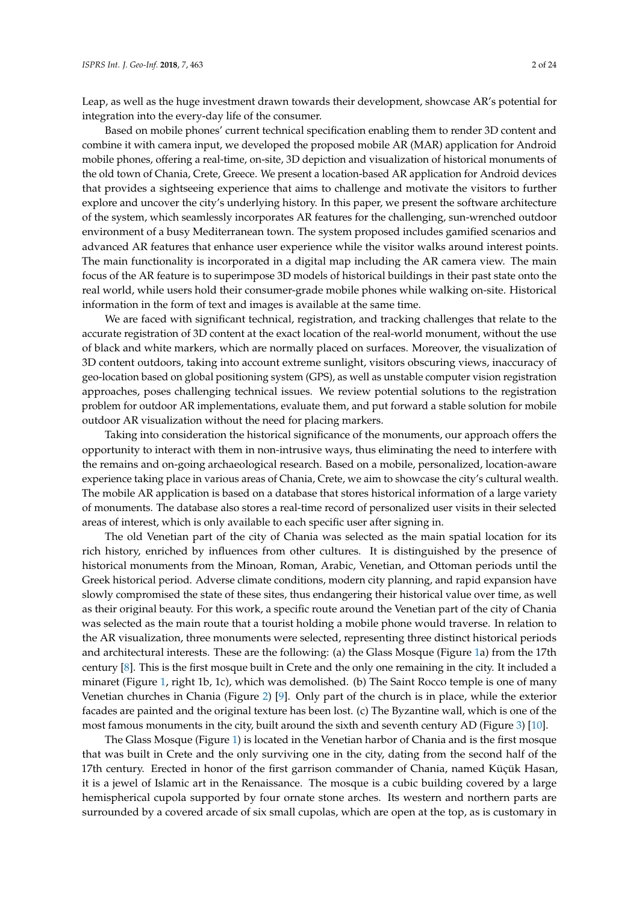Leap, as well as the huge investment drawn towards their development, showcase AR's potential for integration into the every-day life of the consumer.

Based on mobile phones' current technical specification enabling them to render 3D content and combine it with camera input, we developed the proposed mobile AR (MAR) application for Android mobile phones, offering a real-time, on-site, 3D depiction and visualization of historical monuments of the old town of Chania, Crete, Greece. We present a location-based AR application for Android devices that provides a sightseeing experience that aims to challenge and motivate the visitors to further explore and uncover the city's underlying history. In this paper, we present the software architecture of the system, which seamlessly incorporates AR features for the challenging, sun-wrenched outdoor environment of a busy Mediterranean town. The system proposed includes gamified scenarios and advanced AR features that enhance user experience while the visitor walks around interest points. The main functionality is incorporated in a digital map including the AR camera view. The main focus of the AR feature is to superimpose 3D models of historical buildings in their past state onto the real world, while users hold their consumer-grade mobile phones while walking on-site. Historical information in the form of text and images is available at the same time.

We are faced with significant technical, registration, and tracking challenges that relate to the accurate registration of 3D content at the exact location of the real-world monument, without the use of black and white markers, which are normally placed on surfaces. Moreover, the visualization of 3D content outdoors, taking into account extreme sunlight, visitors obscuring views, inaccuracy of geo-location based on global positioning system (GPS), as well as unstable computer vision registration approaches, poses challenging technical issues. We review potential solutions to the registration problem for outdoor AR implementations, evaluate them, and put forward a stable solution for mobile outdoor AR visualization without the need for placing markers.

Taking into consideration the historical significance of the monuments, our approach offers the opportunity to interact with them in non-intrusive ways, thus eliminating the need to interfere with the remains and on-going archaeological research. Based on a mobile, personalized, location-aware experience taking place in various areas of Chania, Crete, we aim to showcase the city's cultural wealth. The mobile AR application is based on a database that stores historical information of a large variety of monuments. The database also stores a real-time record of personalized user visits in their selected areas of interest, which is only available to each specific user after signing in.

The old Venetian part of the city of Chania was selected as the main spatial location for its rich history, enriched by influences from other cultures. It is distinguished by the presence of historical monuments from the Minoan, Roman, Arabic, Venetian, and Ottoman periods until the Greek historical period. Adverse climate conditions, modern city planning, and rapid expansion have slowly compromised the state of these sites, thus endangering their historical value over time, as well as their original beauty. For this work, a specific route around the Venetian part of the city of Chania was selected as the main route that a tourist holding a mobile phone would traverse. In relation to the AR visualization, three monuments were selected, representing three distinct historical periods and architectural interests. These are the following: (a) the Glass Mosque (Figure 1a) from the 17th century [8]. This is the first mosque built in Crete and the only one remaining in the city. It included a minaret (Figure 1, right 1b, 1c), which was demolished. (b) The Saint Rocco temple is one of many Venetian churches in Chania (Figure 2) [9]. Only part of the church is in place, while the exterior facades are painted and the original texture has been lost. (c) The Byzantine wall, which is one of the most famous monuments in the city, built around the sixth and seventh century AD (Figure 3) [10].

The Glass Mosque (Figure 1) is located in the Venetian harbor of Chania and is the first mosque that was built in Crete and the only surviving one in the city, dating from the second half of the 17th century. Erected in honor of the first garrison commander of Chania, named Küçük Hasan, it is a jewel of Islamic art in the Renaissance. The mosque is a cubic building covered by a large hemispherical cupola supported by four ornate stone arches. Its western and northern parts are surrounded by a covered arcade of six small cupolas, which are open at the top, as is customary in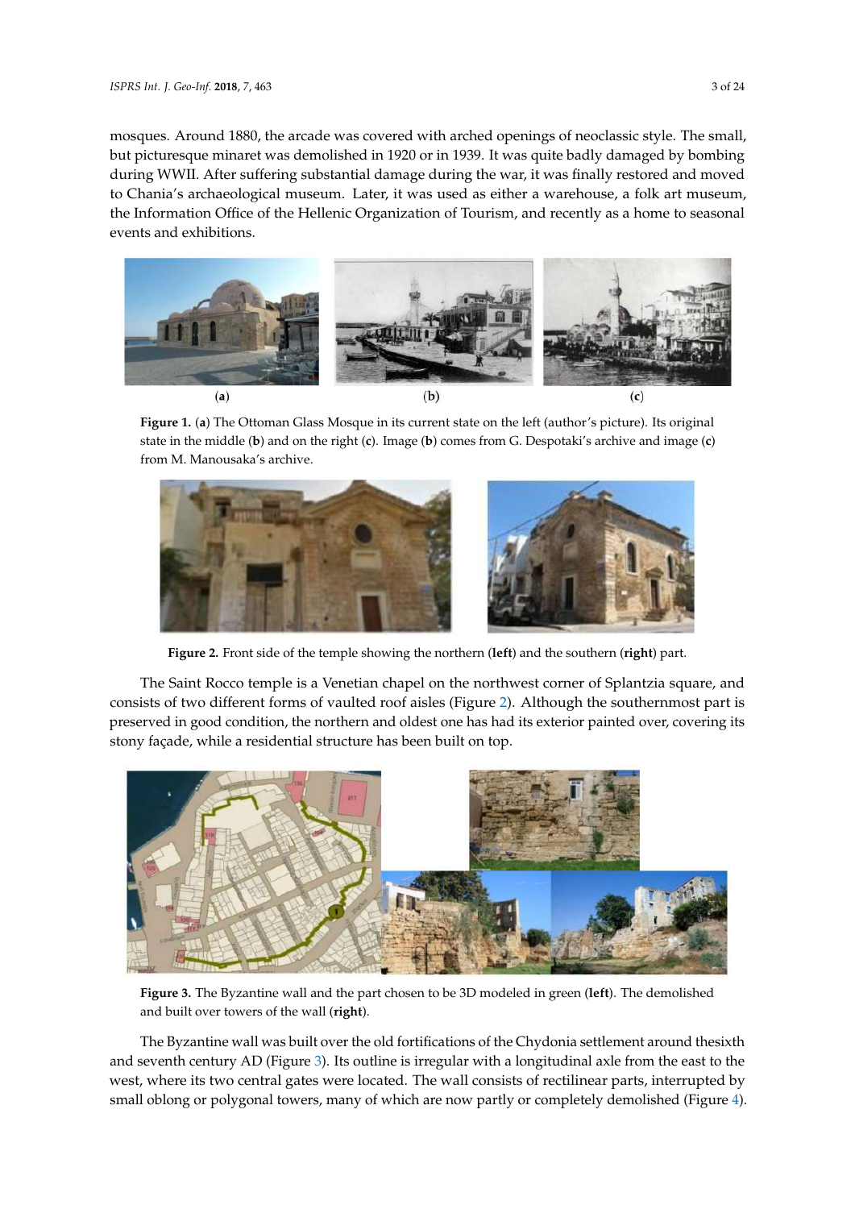mosques. Around 1880, the arcade was covered with arched openings of neoclassic style. The small, but picturesque minaret was demolished in 1920 or in 1939. It was quite badly damaged by bombing during WWII. After suffering substantial damage during the war, it was finally restored and moved to Chania's archaeological museum. Later, it was used as either a warehouse, a folk art museum, the Information Office of the Hellenic Organization of Tourism, and recently as a home to seasonal events and exhibitions.

**Figure 1.** (**a**) The Ottoman Glass Mosque in its current state on the left (author's picture). Its original state in the middle (**b**) and on the right (**c**). Image (**b**) comes from G. Despotaki's archive and image (**c**) from M. Manousaka's archive.

**Figure 2.** Front side of the temple showing the northern (**left**) and the southern (**right**) part.

The Saint Rocco temple is a Venetian chapel on the northwest corner of Splantzia square, and consists of two different forms of vaulted roof aisles (Figure 2). Although the southernmost part is preserved in good condition, the northern and oldest one has had its exterior painted over, covering its stony façade, while a residential structure has been built on top.

**Figure 3.** The Byzantine wall and the part chosen to be 3D modeled in green (**left**). The demolished and built over towers of the wall (**right**).

The Byzantine wall was built over the old fortifications of the Chydonia settlement around thesixth and seventh century AD (Figure 3). Its outline is irregular with a longitudinal axle from the east to the west, where its two central gates were located. The wall consists of rectilinear parts, interrupted by small oblong or polygonal towers, many of which are now partly or completely demolished (Figure 4).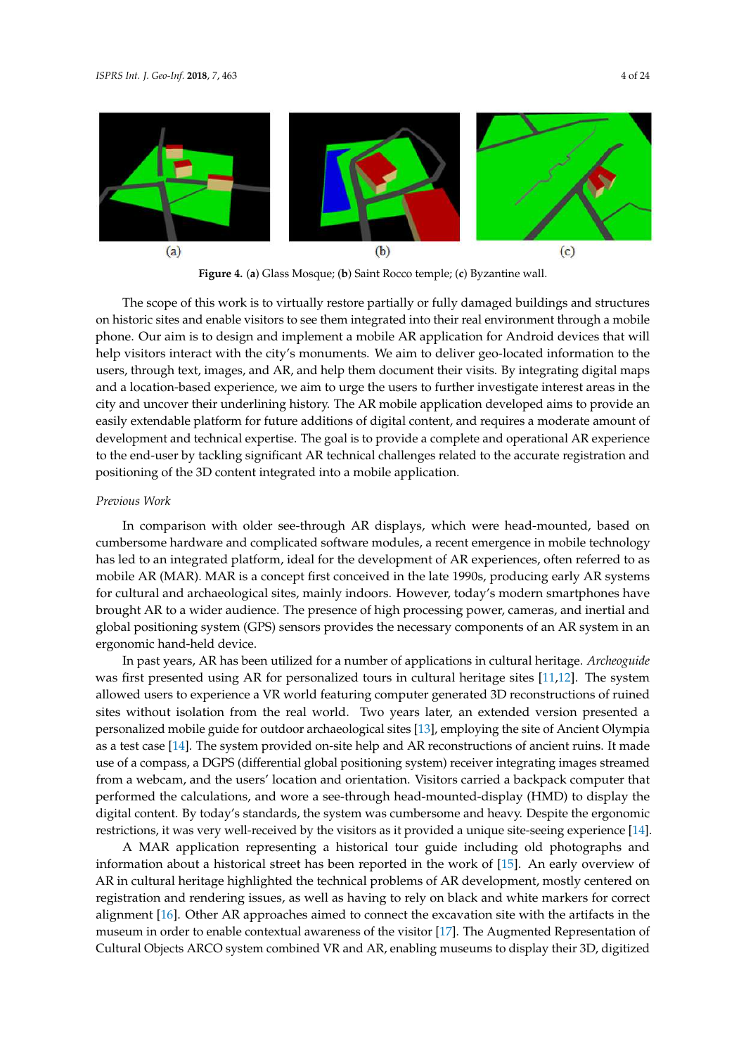(a) (b) (c)

**Figure 4.** (**a**) Glass Mosque; (**b**) Saint Rocco temple; (**c**) Byzantine wall.

The scope of this work is to virtually restore partially or fully damaged buildings and structures on historic sites and enable visitors to see them integrated into their real environment through a mobile phone. Our aim is to design and implement a mobile AR application for Android devices that will help visitors interact with the city's monuments. We aim to deliver geo-located information to the users, through text, images, and AR, and help them document their visits. By integrating digital maps and a location-based experience, we aim to urge the users to further investigate interest areas in the city and uncover their underlining history. The AR mobile application developed aims to provide an easily extendable platform for future additions of digital content, and requires a moderate amount of development and technical expertise. The goal is to provide a complete and operational AR experience to the end-user by tackling significant AR technical challenges related to the accurate registration and positioning of the 3D content integrated into a mobile application.

*Previous Work*

In comparison with older see-through AR displays, which were head-mounted, based on cumbersome hardware and complicated software modules, a recent emergence in mobile technology has led to an integrated platform, ideal for the development of AR experiences, often referred to as mobile AR (MAR). MAR is a concept first conceived in the late 1990s, producing early AR systems for cultural and archaeological sites, mainly indoors. However, today's modern smartphones have brought AR to a wider audience. The presence of high processing power, cameras, and inertial and global positioning system (GPS) sensors provides the necessary components of an AR system in an ergonomic hand-held device.

In past years, AR has been utilized for a number of applications in cultural heritage. *Archeoguide* was first presented using AR for personalized tours in cultural heritage sites [11,12]. The system allowed users to experience a VR world featuring computer generated 3D reconstructions of ruined sites without isolation from the real world. Two years later, an extended version presented a personalized mobile guide for outdoor archaeological sites [13], employing the site of Ancient Olympia as a test case [14]. The system provided on-site help and AR reconstructions of ancient ruins. It made use of a compass, a DGPS (differential global positioning system) receiver integrating images streamed from a webcam, and the users' location and orientation. Visitors carried a backpack computer that performed the calculations, and wore a see-through head-mounted-display (HMD) to display the digital content. By today's standards, the system was cumbersome and heavy. Despite the ergonomic restrictions, it was very well-received by the visitors as it provided a unique site-seeing experience [14].

A MAR application representing a historical tour guide including old photographs and information about a historical street has been reported in the work of [15]. An early overview of AR in cultural heritage highlighted the technical problems of AR development, mostly centered on registration and rendering issues, as well as having to rely on black and white markers for correct alignment [16]. Other AR approaches aimed to connect the excavation site with the artifacts in the museum in order to enable contextual awareness of the visitor [17]. The Augmented Representation of Cultural Objects ARCO system combined VR and AR, enabling museums to display their 3D, digitized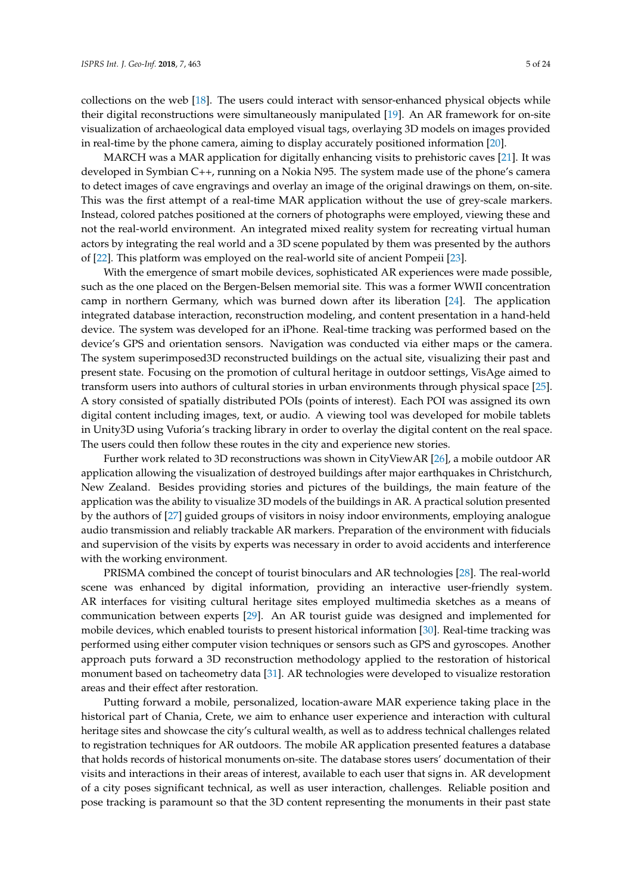collections on the web [18]. The users could interact with sensor-enhanced physical objects while their digital reconstructions were simultaneously manipulated [19]. An AR framework for on-site visualization of archaeological data employed visual tags, overlaying 3D models on images provided in real-time by the phone camera, aiming to display accurately positioned information [20].

MARCH was a MAR application for digitally enhancing visits to prehistoric caves [21]. It was developed in Symbian C++, running on a Nokia N95. The system made use of the phone's camera to detect images of cave engravings and overlay an image of the original drawings on them, on-site. This was the first attempt of a real-time MAR application without the use of grey-scale markers. Instead, colored patches positioned at the corners of photographs were employed, viewing these and not the real-world environment. An integrated mixed reality system for recreating virtual human actors by integrating the real world and a 3D scene populated by them was presented by the authors of [22]. This platform was employed on the real-world site of ancient Pompeii [23].

With the emergence of smart mobile devices, sophisticated AR experiences were made possible, such as the one placed on the Bergen-Belsen memorial site. This was a former WWII concentration camp in northern Germany, which was burned down after its liberation [24]. The application integrated database interaction, reconstruction modeling, and content presentation in a hand-held device. The system was developed for an iPhone. Real-time tracking was performed based on the device's GPS and orientation sensors. Navigation was conducted via either maps or the camera. The system superimposed3D reconstructed buildings on the actual site, visualizing their past and present state. Focusing on the promotion of cultural heritage in outdoor settings, VisAge aimed to transform users into authors of cultural stories in urban environments through physical space [25]. A story consisted of spatially distributed POIs (points of interest). Each POI was assigned its own digital content including images, text, or audio. A viewing tool was developed for mobile tablets in Unity3D using Vuforia's tracking library in order to overlay the digital content on the real space. The users could then follow these routes in the city and experience new stories.

Further work related to 3D reconstructions was shown in CityViewAR [26], a mobile outdoor AR application allowing the visualization of destroyed buildings after major earthquakes in Christchurch, New Zealand. Besides providing stories and pictures of the buildings, the main feature of the application was the ability to visualize 3D models of the buildings in AR. A practical solution presented by the authors of [27] guided groups of visitors in noisy indoor environments, employing analogue audio transmission and reliably trackable AR markers. Preparation of the environment with fiducials and supervision of the visits by experts was necessary in order to avoid accidents and interference with the working environment.

PRISMA combined the concept of tourist binoculars and AR technologies [28]. The real-world scene was enhanced by digital information, providing an interactive user-friendly system. AR interfaces for visiting cultural heritage sites employed multimedia sketches as a means of communication between experts [29]. An AR tourist guide was designed and implemented for mobile devices, which enabled tourists to present historical information [30]. Real-time tracking was performed using either computer vision techniques or sensors such as GPS and gyroscopes. Another approach puts forward a 3D reconstruction methodology applied to the restoration of historical monument based on tacheometry data [31]. AR technologies were developed to visualize restoration areas and their effect after restoration.

Putting forward a mobile, personalized, location-aware MAR experience taking place in the historical part of Chania, Crete, we aim to enhance user experience and interaction with cultural heritage sites and showcase the city's cultural wealth, as well as to address technical challenges related to registration techniques for AR outdoors. The mobile AR application presented features a database that holds records of historical monuments on-site. The database stores users' documentation of their visits and interactions in their areas of interest, available to each user that signs in. AR development of a city poses significant technical, as well as user interaction, challenges. Reliable position and pose tracking is paramount so that the 3D content representing the monuments in their past state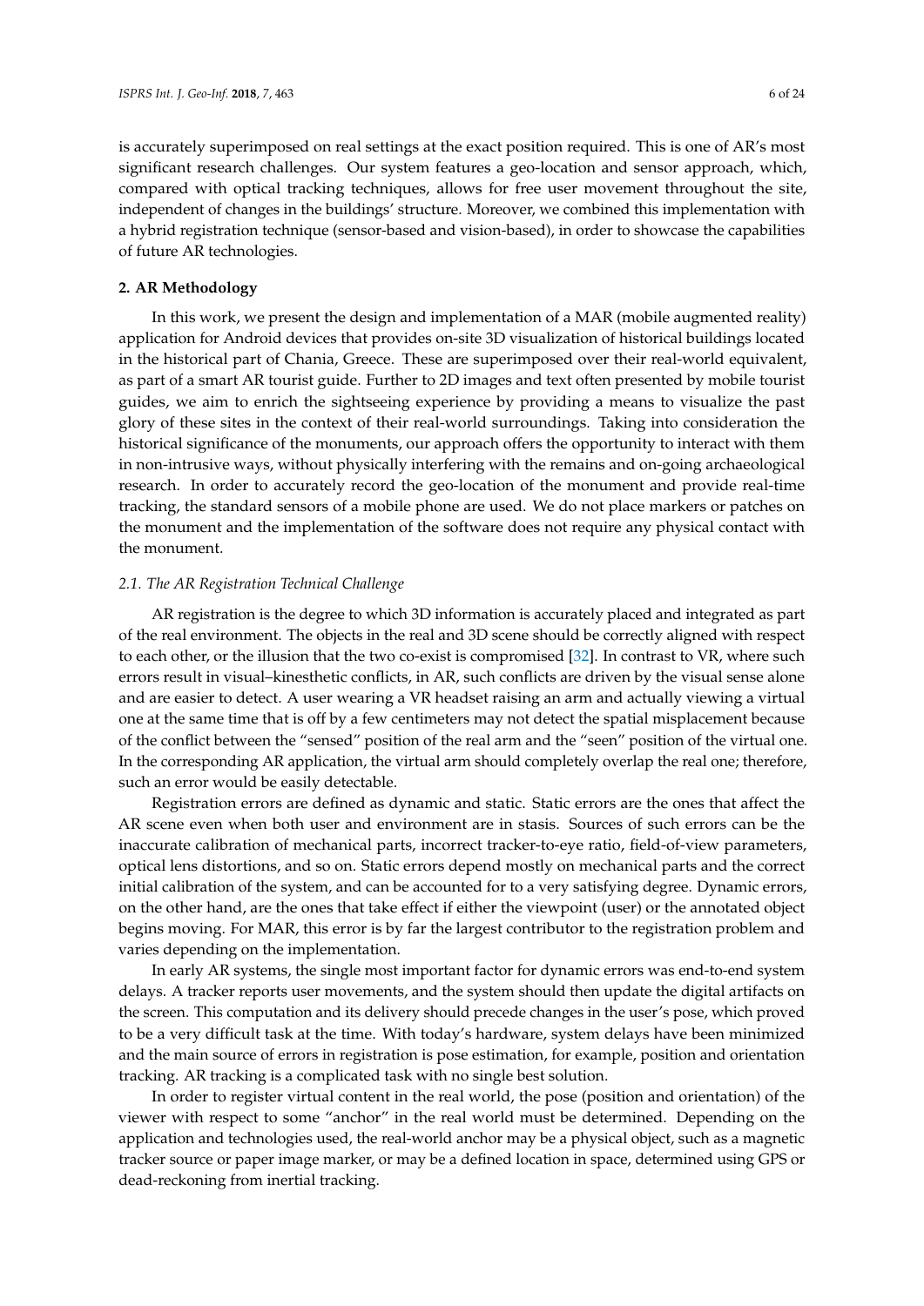is accurately superimposed on real settings at the exact position required. This is one of AR's most significant research challenges. Our system features a geo-location and sensor approach, which, compared with optical tracking techniques, allows for free user movement throughout the site, independent of changes in the buildings' structure. Moreover, we combined this implementation with a hybrid registration technique (sensor-based and vision-based), in order to showcase the capabilities of future AR technologies.

## 2. AR Methodology

In this work, we present the design and implementation of a MAR (mobile augmented reality) application for Android devices that provides on-site 3D visualization of historical buildings located in the historical part of Chania, Greece. These are superimposed over their real-world equivalent, as part of a smart AR tourist guide. Further to 2D images and text often presented by mobile tourist guides, we aim to enrich the sightseeing experience by providing a means to visualize the past glory of these sites in the context of their real-world surroundings. Taking into consideration the historical significance of the monuments, our approach offers the opportunity to interact with them in non-intrusive ways, without physically interfering with the remains and on-going archaeological research. In order to accurately record the geo-location of the monument and provide real-time tracking, the standard sensors of a mobile phone are used. We do not place markers or patches on the monument and the implementation of the software does not require any physical contact with the monument.

### *2.1. The AR Registration Technical Challenge*

AR registration is the degree to which 3D information is accurately placed and integrated as part of the real environment. The objects in the real and 3D scene should be correctly aligned with respect to each other, or the illusion that the two co-exist is compromised [32]. In contrast to VR, where such errors result in visual–kinesthetic conflicts, in AR, such conflicts are driven by the visual sense alone and are easier to detect. A user wearing a VR headset raising an arm and actually viewing a virtual one at the same time that is off by a few centimeters may not detect the spatial misplacement because of the conflict between the "sensed" position of the real arm and the "seen" position of the virtual one. In the corresponding AR application, the virtual arm should completely overlap the real one; therefore, such an error would be easily detectable.

Registration errors are defined as dynamic and static. Static errors are the ones that affect the AR scene even when both user and environment are in stasis. Sources of such errors can be the inaccurate calibration of mechanical parts, incorrect tracker-to-eye ratio, field-of-view parameters, optical lens distortions, and so on. Static errors depend mostly on mechanical parts and the correct initial calibration of the system, and can be accounted for to a very satisfying degree. Dynamic errors, on the other hand, are the ones that take effect if either the viewpoint (user) or the annotated object begins moving. For MAR, this error is by far the largest contributor to the registration problem and varies depending on the implementation.

In early AR systems, the single most important factor for dynamic errors was end-to-end system delays. A tracker reports user movements, and the system should then update the digital artifacts on the screen. This computation and its delivery should precede changes in the user's pose, which proved to be a very difficult task at the time. With today's hardware, system delays have been minimized and the main source of errors in registration is pose estimation, for example, position and orientation tracking. AR tracking is a complicated task with no single best solution.

In order to register virtual content in the real world, the pose (position and orientation) of the viewer with respect to some "anchor" in the real world must be determined. Depending on the application and technologies used, the real-world anchor may be a physical object, such as a magnetic tracker source or paper image marker, or may be a defined location in space, determined using GPS or dead-reckoning from inertial tracking.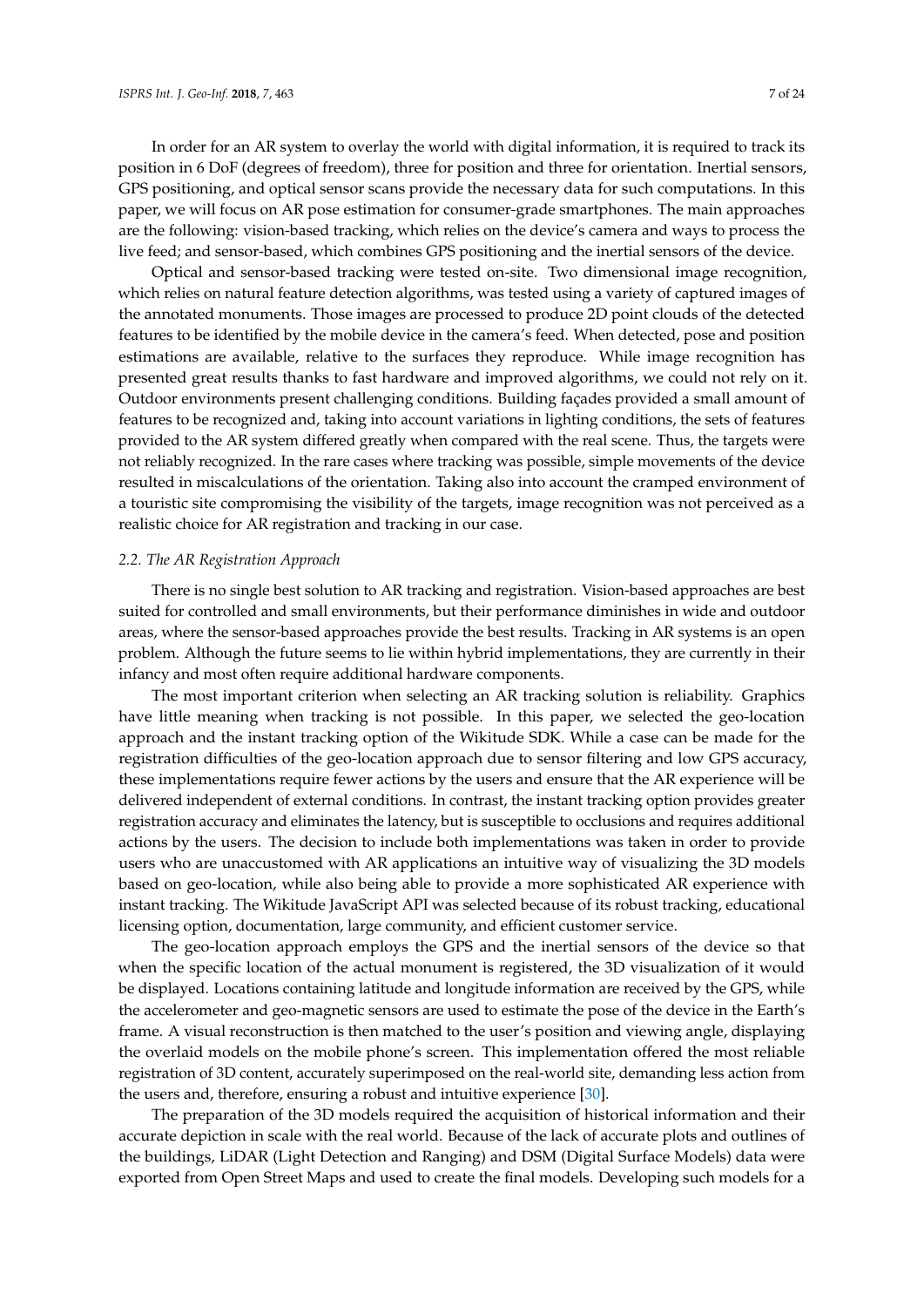In order for an AR system to overlay the world with digital information, it is required to track its position in 6 DoF (degrees of freedom), three for position and three for orientation. Inertial sensors, GPS positioning, and optical sensor scans provide the necessary data for such computations. In this paper, we will focus on AR pose estimation for consumer-grade smartphones. The main approaches are the following: vision-based tracking, which relies on the device's camera and ways to process the live feed; and sensor-based, which combines GPS positioning and the inertial sensors of the device.

Optical and sensor-based tracking were tested on-site. Two dimensional image recognition, which relies on natural feature detection algorithms, was tested using a variety of captured images of the annotated monuments. Those images are processed to produce 2D point clouds of the detected features to be identified by the mobile device in the camera's feed. When detected, pose and position estimations are available, relative to the surfaces they reproduce. While image recognition has presented great results thanks to fast hardware and improved algorithms, we could not rely on it. Outdoor environments present challenging conditions. Building façades provided a small amount of features to be recognized and, taking into account variations in lighting conditions, the sets of features provided to the AR system differed greatly when compared with the real scene. Thus, the targets were not reliably recognized. In the rare cases where tracking was possible, simple movements of the device resulted in miscalculations of the orientation. Taking also into account the cramped environment of a touristic site compromising the visibility of the targets, image recognition was not perceived as a realistic choice for AR registration and tracking in our case.

### *2.2. The AR Registration Approach*

There is no single best solution to AR tracking and registration. Vision-based approaches are best suited for controlled and small environments, but their performance diminishes in wide and outdoor areas, where the sensor-based approaches provide the best results. Tracking in AR systems is an open problem. Although the future seems to lie within hybrid implementations, they are currently in their infancy and most often require additional hardware components.

The most important criterion when selecting an AR tracking solution is reliability. Graphics have little meaning when tracking is not possible. In this paper, we selected the geo-location approach and the instant tracking option of the Wikitude SDK. While a case can be made for the registration difficulties of the geo-location approach due to sensor filtering and low GPS accuracy, these implementations require fewer actions by the users and ensure that the AR experience will be delivered independent of external conditions. In contrast, the instant tracking option provides greater registration accuracy and eliminates the latency, but is susceptible to occlusions and requires additional actions by the users. The decision to include both implementations was taken in order to provide users who are unaccustomed with AR applications an intuitive way of visualizing the 3D models based on geo-location, while also being able to provide a more sophisticated AR experience with instant tracking. The Wikitude JavaScript API was selected because of its robust tracking, educational licensing option, documentation, large community, and efficient customer service.

The geo-location approach employs the GPS and the inertial sensors of the device so that when the specific location of the actual monument is registered, the 3D visualization of it would be displayed. Locations containing latitude and longitude information are received by the GPS, while the accelerometer and geo-magnetic sensors are used to estimate the pose of the device in the Earth's frame. A visual reconstruction is then matched to the user's position and viewing angle, displaying the overlaid models on the mobile phone's screen. This implementation offered the most reliable registration of 3D content, accurately superimposed on the real-world site, demanding less action from the users and, therefore, ensuring a robust and intuitive experience [30].

The preparation of the 3D models required the acquisition of historical information and their accurate depiction in scale with the real world. Because of the lack of accurate plots and outlines of the buildings, LiDAR (Light Detection and Ranging) and DSM (Digital Surface Models) data were exported from Open Street Maps and used to create the final models. Developing such models for a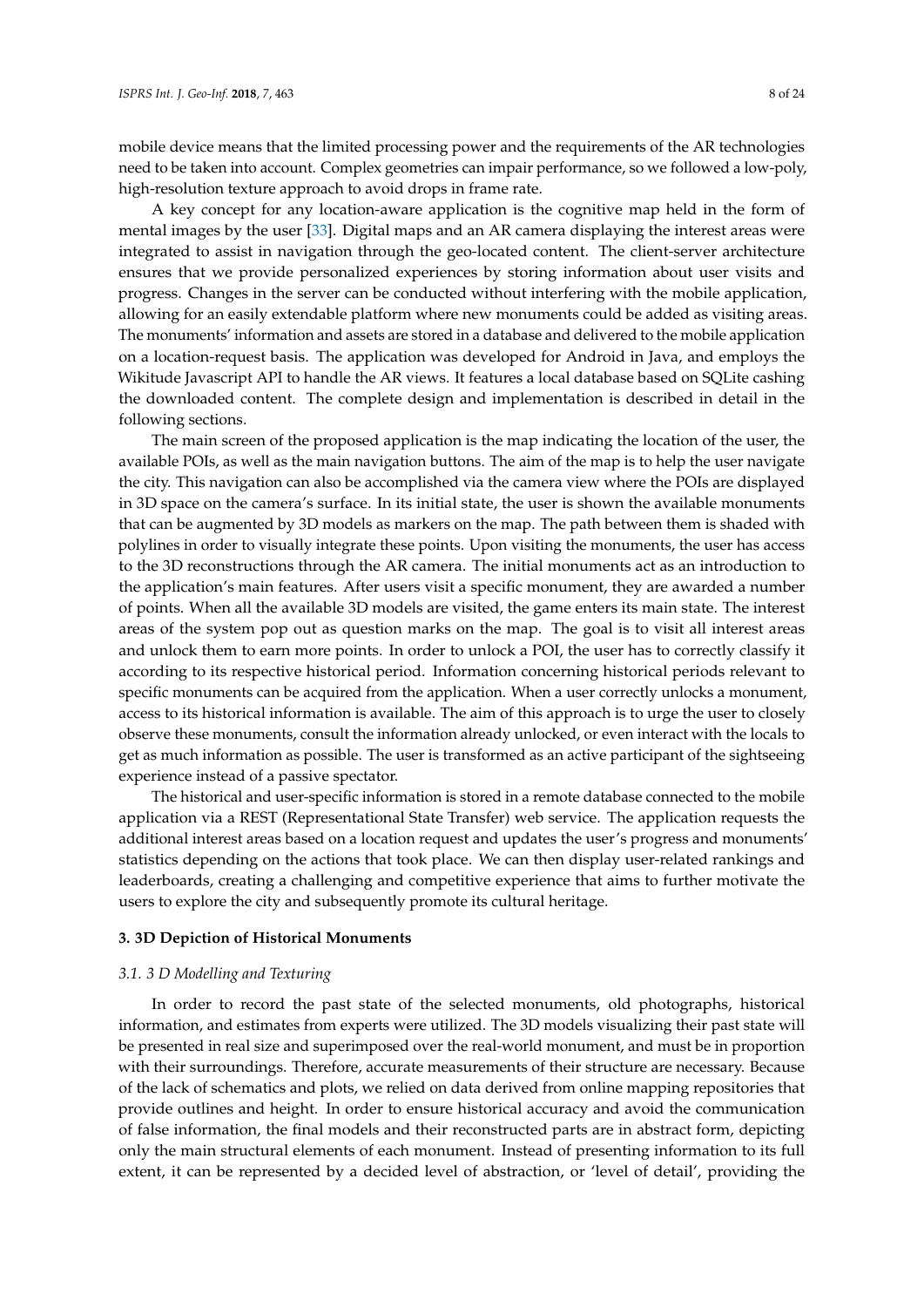mobile device means that the limited processing power and the requirements of the AR technologies need to be taken into account. Complex geometries can impair performance, so we followed a low-poly, high-resolution texture approach to avoid drops in frame rate.

A key concept for any location-aware application is the cognitive map held in the form of mental images by the user [33]. Digital maps and an AR camera displaying the interest areas were integrated to assist in navigation through the geo-located content. The client-server architecture ensures that we provide personalized experiences by storing information about user visits and progress. Changes in the server can be conducted without interfering with the mobile application, allowing for an easily extendable platform where new monuments could be added as visiting areas. The monuments' information and assets are stored in a database and delivered to the mobile application on a location-request basis. The application was developed for Android in Java, and employs the Wikitude Javascript API to handle the AR views. It features a local database based on SQLite cashing the downloaded content. The complete design and implementation is described in detail in the following sections.

The main screen of the proposed application is the map indicating the location of the user, the available POIs, as well as the main navigation buttons. The aim of the map is to help the user navigate the city. This navigation can also be accomplished via the camera view where the POIs are displayed in 3D space on the camera's surface. In its initial state, the user is shown the available monuments that can be augmented by 3D models as markers on the map. The path between them is shaded with polylines in order to visually integrate these points. Upon visiting the monuments, the user has access to the 3D reconstructions through the AR camera. The initial monuments act as an introduction to the application's main features. After users visit a specific monument, they are awarded a number of points. When all the available 3D models are visited, the game enters its main state. The interest areas of the system pop out as question marks on the map. The goal is to visit all interest areas and unlock them to earn more points. In order to unlock a POI, the user has to correctly classify it according to its respective historical period. Information concerning historical periods relevant to specific monuments can be acquired from the application. When a user correctly unlocks a monument, access to its historical information is available. The aim of this approach is to urge the user to closely observe these monuments, consult the information already unlocked, or even interact with the locals to get as much information as possible. The user is transformed as an active participant of the sightseeing experience instead of a passive spectator.

The historical and user-specific information is stored in a remote database connected to the mobile application via a REST (Representational State Transfer) web service. The application requests the additional interest areas based on a location request and updates the user's progress and monuments' statistics depending on the actions that took place. We can then display user-related rankings and leaderboards, creating a challenging and competitive experience that aims to further motivate the users to explore the city and subsequently promote its cultural heritage.

## 3. 3D Depiction of Historical Monuments

### *3.1. 3 D Modelling and Texturing*

In order to record the past state of the selected monuments, old photographs, historical information, and estimates from experts were utilized. The 3D models visualizing their past state will be presented in real size and superimposed over the real-world monument, and must be in proportion with their surroundings. Therefore, accurate measurements of their structure are necessary. Because of the lack of schematics and plots, we relied on data derived from online mapping repositories that provide outlines and height. In order to ensure historical accuracy and avoid the communication of false information, the final models and their reconstructed parts are in abstract form, depicting only the main structural elements of each monument. Instead of presenting information to its full extent, it can be represented by a decided level of abstraction, or 'level of detail', providing the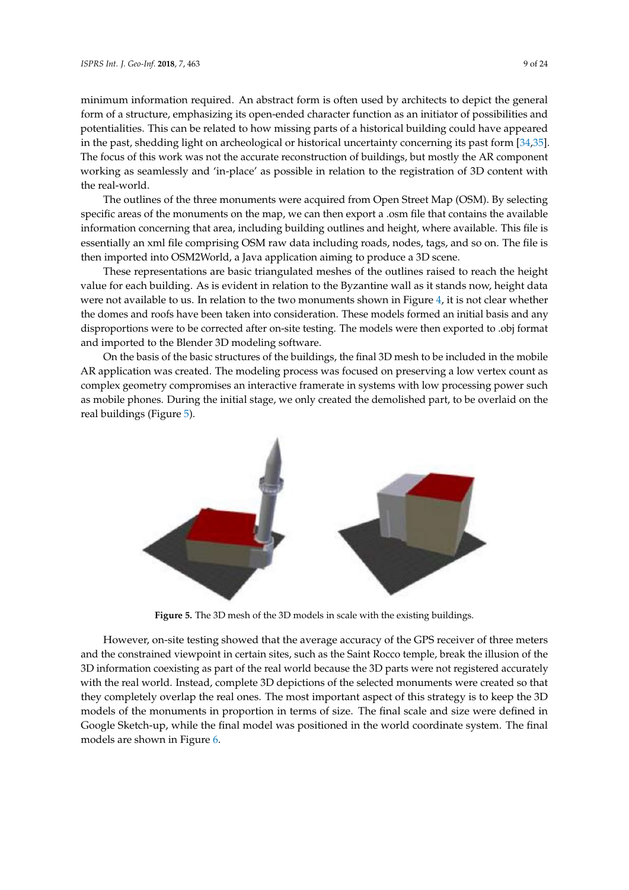minimum information required. An abstract form is often used by architects to depict the general form of a structure, emphasizing its open-ended character function as an initiator of possibilities and potentialities. This can be related to how missing parts of a historical building could have appeared in the past, shedding light on archeological or historical uncertainty concerning its past form [34,35]. The focus of this work was not the accurate reconstruction of buildings, but mostly the AR component working as seamlessly and 'in-place' as possible in relation to the registration of 3D content with the real-world.

The outlines of the three monuments were acquired from Open Street Map (OSM). By selecting specific areas of the monuments on the map, we can then export a .osm file that contains the available information concerning that area, including building outlines and height, where available. This file is essentially an xml file comprising OSM raw data including roads, nodes, tags, and so on. The file is then imported into OSM2World, a Java application aiming to produce a 3D scene.

These representations are basic triangulated meshes of the outlines raised to reach the height value for each building. As is evident in relation to the Byzantine wall as it stands now, height data were not available to us. In relation to the two monuments shown in Figure 4, it is not clear whether the domes and roofs have been taken into consideration. These models formed an initial basis and any disproportions were to be corrected after on-site testing. The models were then exported to .obj format and imported to the Blender 3D modeling software.

On the basis of the basic structures of the buildings, the final 3D mesh to be included in the mobile AR application was created. The modeling process was focused on preserving a low vertex count as complex geometry compromises an interactive framerate in systems with low processing power such as mobile phones. During the initial stage, we only created the demolished part, to be overlaid on the real buildings (Figure 5).

**Figure 5.** The 3D mesh of the 3D models in scale with the existing buildings.

However, on-site testing showed that the average accuracy of the GPS receiver of three meters and the constrained viewpoint in certain sites, such as the Saint Rocco temple, break the illusion of the 3D information coexisting as part of the real world because the 3D parts were not registered accurately with the real world. Instead, complete 3D depictions of the selected monuments were created so that they completely overlap the real ones. The most important aspect of this strategy is to keep the 3D models of the monuments in proportion in terms of size. The final scale and size were defined in Google Sketch-up, while the final model was positioned in the world coordinate system. The final models are shown in Figure 6.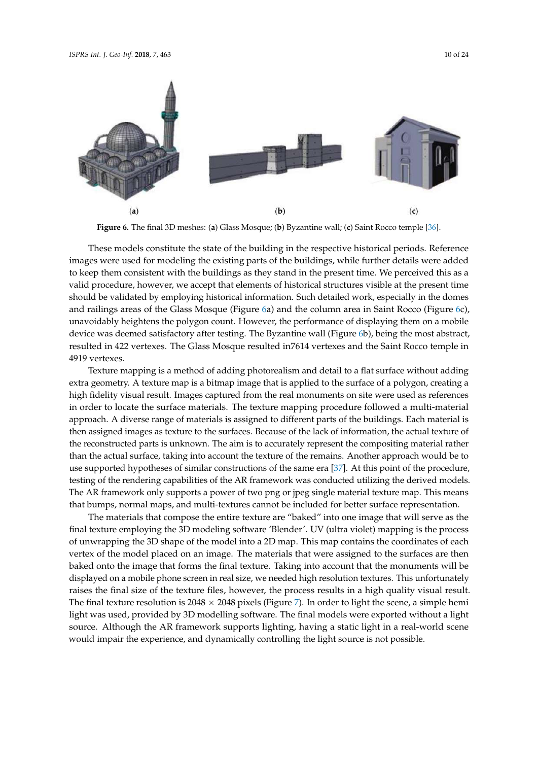(a) (b) (c)

**Figure 6.** The final 3D meshes: (**a**) Glass Mosque; (**b**) Byzantine wall; (**c**) Saint Rocco temple [36].

These models constitute the state of the building in the respective historical periods. Reference images were used for modeling the existing parts of the buildings, while further details were added to keep them consistent with the buildings as they stand in the present time. We perceived this as a valid procedure, however, we accept that elements of historical structures visible at the present time should be validated by employing historical information. Such detailed work, especially in the domes and railings areas of the Glass Mosque (Figure 6a) and the column area in Saint Rocco (Figure 6c), unavoidably heightens the polygon count. However, the performance of displaying them on a mobile device was deemed satisfactory after testing. The Byzantine wall (Figure 6b), being the most abstract, resulted in 422 vertexes. The Glass Mosque resulted in7614 vertexes and the Saint Rocco temple in 4919 vertexes.

Texture mapping is a method of adding photorealism and detail to a flat surface without adding extra geometry. A texture map is a bitmap image that is applied to the surface of a polygon, creating a high fidelity visual result. Images captured from the real monuments on site were used as references in order to locate the surface materials. The texture mapping procedure followed a multi-material approach. A diverse range of materials is assigned to different parts of the buildings. Each material is then assigned images as texture to the surfaces. Because of the lack of information, the actual texture of the reconstructed parts is unknown. The aim is to accurately represent the compositing material rather than the actual surface, taking into account the texture of the remains. Another approach would be to use supported hypotheses of similar constructions of the same era [37]. At this point of the procedure, testing of the rendering capabilities of the AR framework was conducted utilizing the derived models. The AR framework only supports a power of two png or jpeg single material texture map. This means that bumps, normal maps, and multi-textures cannot be included for better surface representation.

The materials that compose the entire texture are "baked" into one image that will serve as the final texture employing the 3D modeling software 'Blender'. UV (ultra violet) mapping is the process of unwrapping the 3D shape of the model into a 2D map. This map contains the coordinates of each vertex of the model placed on an image. The materials that were assigned to the surfaces are then baked onto the image that forms the final texture. Taking into account that the monuments will be displayed on a mobile phone screen in real size, we needed high resolution textures. This unfortunately raises the final size of the texture files, however, the process results in a high quality visual result. The final texture resolution is $2048 \times 2048$ pixels (Figure 7). In order to light the scene, a simple hemi light was used, provided by 3D modelling software. The final models were exported without a light source. Although the AR framework supports lighting, having a static light in a real-world scene would impair the experience, and dynamically controlling the light source is not possible.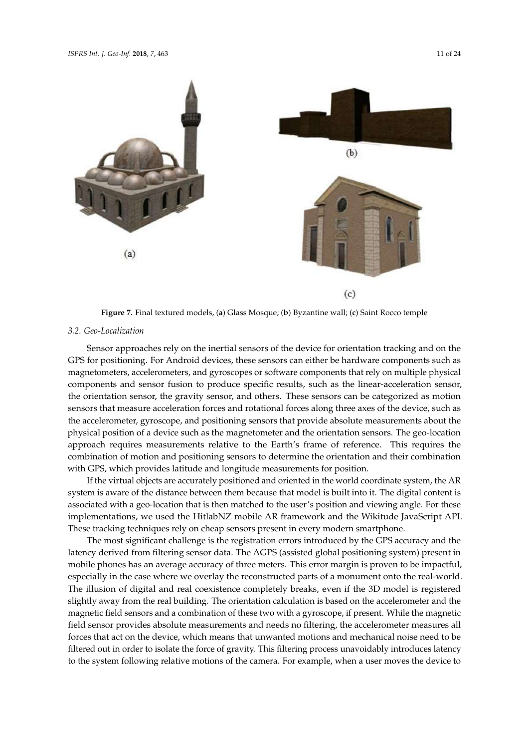(a)

(b)

(c)

**Figure 7.** Final textured models, (**a**) Glass Mosque; (**b**) Byzantine wall; (**c**) Saint Rocco temple

### *3.2. Geo-Localization*

Sensor approaches rely on the inertial sensors of the device for orientation tracking and on the GPS for positioning. For Android devices, these sensors can either be hardware components such as magnetometers, accelerometers, and gyroscopes or software components that rely on multiple physical components and sensor fusion to produce specific results, such as the linear-acceleration sensor, the orientation sensor, the gravity sensor, and others. These sensors can be categorized as motion sensors that measure acceleration forces and rotational forces along three axes of the device, such as the accelerometer, gyroscope, and positioning sensors that provide absolute measurements about the physical position of a device such as the magnetometer and the orientation sensors. The geo-location approach requires measurements relative to the Earth's frame of reference. This requires the combination of motion and positioning sensors to determine the orientation and their combination with GPS, which provides latitude and longitude measurements for position.

If the virtual objects are accurately positioned and oriented in the world coordinate system, the AR system is aware of the distance between them because that model is built into it. The digital content is associated with a geo-location that is then matched to the user's position and viewing angle. For these implementations, we used the HitlabNZ mobile AR framework and the Wikitude JavaScript API. These tracking techniques rely on cheap sensors present in every modern smartphone.

The most significant challenge is the registration errors introduced by the GPS accuracy and the latency derived from filtering sensor data. The AGPS (assisted global positioning system) present in mobile phones has an average accuracy of three meters. This error margin is proven to be impactful, especially in the case where we overlay the reconstructed parts of a monument onto the real-world. The illusion of digital and real coexistence completely breaks, even if the 3D model is registered slightly away from the real building. The orientation calculation is based on the accelerometer and the magnetic field sensors and a combination of these two with a gyroscope, if present. While the magnetic field sensor provides absolute measurements and needs no filtering, the accelerometer measures all forces that act on the device, which means that unwanted motions and mechanical noise need to be filtered out in order to isolate the force of gravity. This filtering process unavoidably introduces latency to the system following relative motions of the camera. For example, when a user moves the device to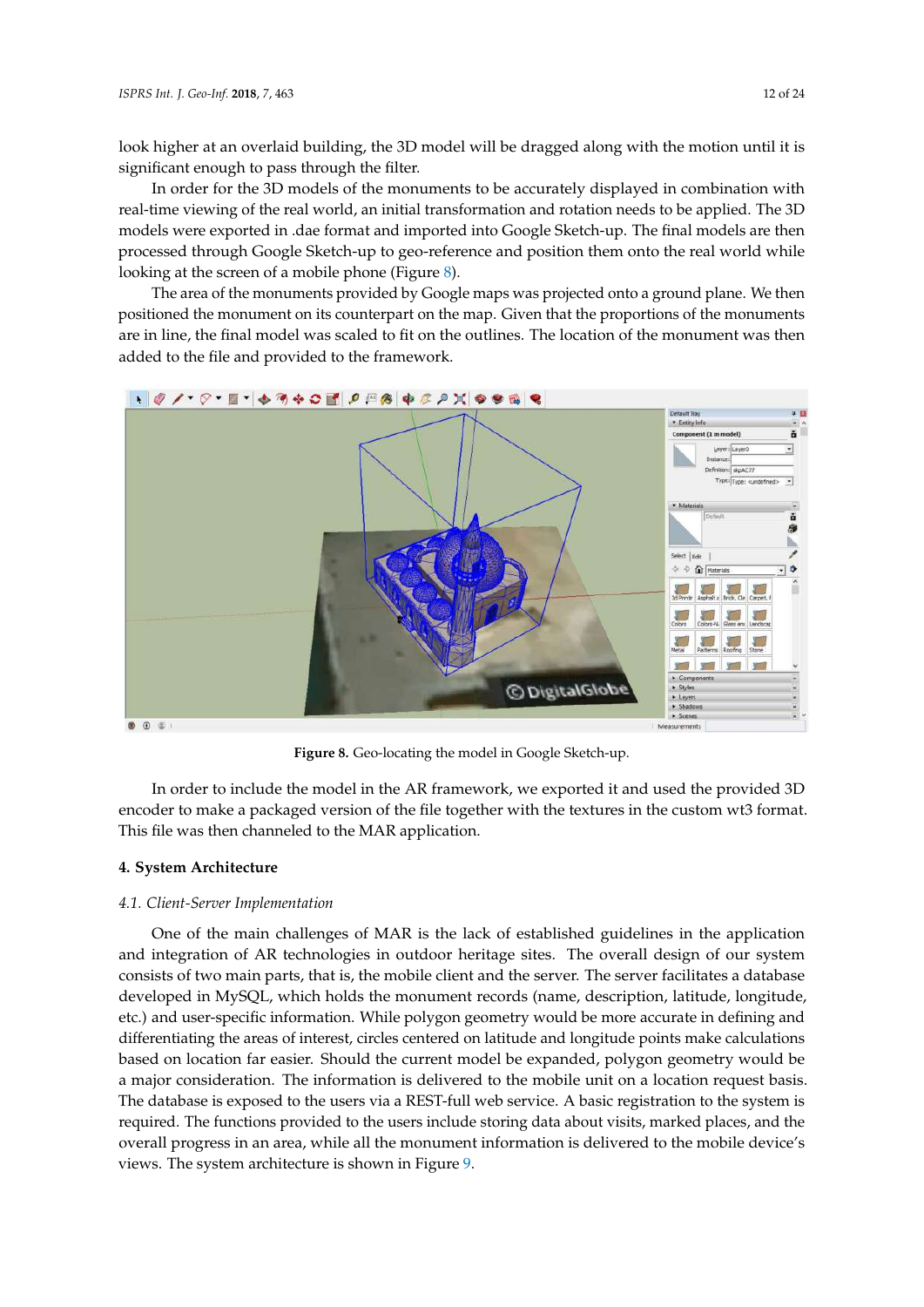look higher at an overlaid building, the 3D model will be dragged along with the motion until it is significant enough to pass through the filter.

In order for the 3D models of the monuments to be accurately displayed in combination with real-time viewing of the real world, an initial transformation and rotation needs to be applied. The 3D models were exported in .dae format and imported into Google Sketch-up. The final models are then processed through Google Sketch-up to geo-reference and position them onto the real world while looking at the screen of a mobile phone (Figure 8).

The area of the monuments provided by Google maps was projected onto a ground plane. We then positioned the monument on its counterpart on the map. Given that the proportions of the monuments are in line, the final model was scaled to fit on the outlines. The location of the monument was then added to the file and provided to the framework.

**Figure 8.** Geo-locating the model in Google Sketch-up.

In order to include the model in the AR framework, we exported it and used the provided 3D encoder to make a packaged version of the file together with the textures in the custom wt3 format. This file was then channeled to the MAR application.

## 4. System Architecture

### *4.1. Client-Server Implementation*

One of the main challenges of MAR is the lack of established guidelines in the application and integration of AR technologies in outdoor heritage sites. The overall design of our system consists of two main parts, that is, the mobile client and the server. The server facilitates a database developed in MySQL, which holds the monument records (name, description, latitude, longitude, etc.) and user-specific information. While polygon geometry would be more accurate in defining and differentiating the areas of interest, circles centered on latitude and longitude points make calculations based on location far easier. Should the current model be expanded, polygon geometry would be a major consideration. The information is delivered to the mobile unit on a location request basis. The database is exposed to the users via a REST-full web service. A basic registration to the system is required. The functions provided to the users include storing data about visits, marked places, and the overall progress in an area, while all the monument information is delivered to the mobile device's views. The system architecture is shown in Figure 9.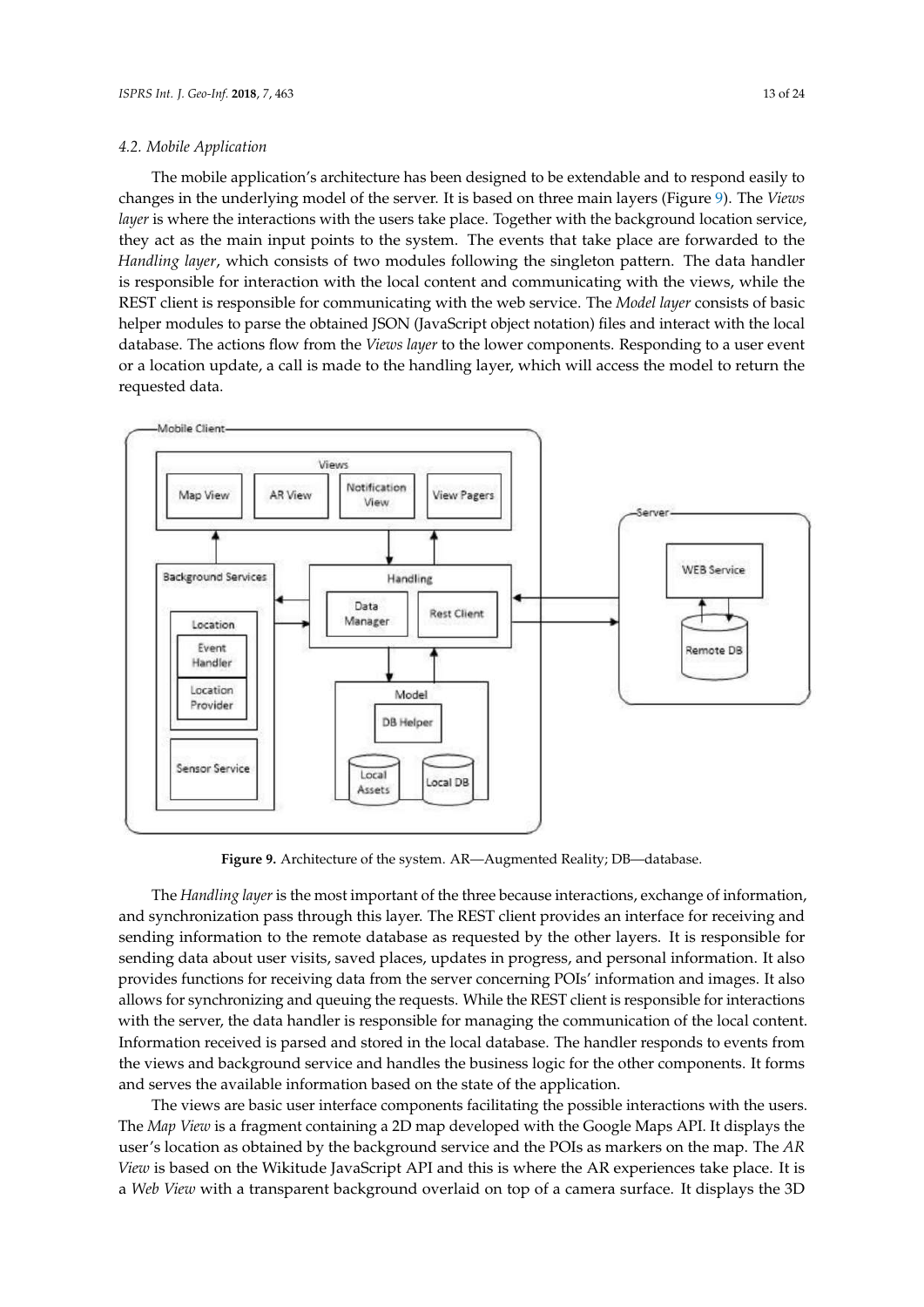### 4.2. Mobile Application

The mobile application's architecture has been designed to be extendable and to respond easily to changes in the underlying model of the server. It is based on three main layers (Figure 9). The *Views layer* is where the interactions with the users take place. Together with the background location service, they act as the main input points to the system. The events that take place are forwarded to the *Handling layer*, which consists of two modules following the singleton pattern. The data handler is responsible for interaction with the local content and communicating with the views, while the REST client is responsible for communicating with the web service. The *Model layer* consists of basic helper modules to parse the obtained JSON (JavaScript object notation) files and interact with the local database. The actions flow from the *Views layer* to the lower components. Responding to a user event or a location update, a call is made to the handling layer, which will access the model to return the requested data.

Mobile Client
Views
Map View
AR View
Notification View
View Pagers
Background Services
Location
Event Handler
Location Provider
Sensor Service
Handling
Data Manager
Rest Client
Model
DB Helper
Local Assets
Local DB
Server
WEB Service
Remote DB

**Figure 9.** Architecture of the system. AR—Augmented Reality; DB—database.

The *Handling layer* is the most important of the three because interactions, exchange of information, and synchronization pass through this layer. The REST client provides an interface for receiving and sending information to the remote database as requested by the other layers. It is responsible for sending data about user visits, saved places, updates in progress, and personal information. It also provides functions for receiving data from the server concerning POIs' information and images. It also allows for synchronizing and queuing the requests. While the REST client is responsible for interactions with the server, the data handler is responsible for managing the communication of the local content. Information received is parsed and stored in the local database. The handler responds to events from the views and background service and handles the business logic for the other components. It forms and serves the available information based on the state of the application.

The views are basic user interface components facilitating the possible interactions with the users. The *Map View* is a fragment containing a 2D map developed with the Google Maps API. It displays the user's location as obtained by the background service and the POIs as markers on the map. The *AR View* is based on the Wikitude JavaScript API and this is where the AR experiences take place. It is a *Web View* with a transparent background overlaid on top of a camera surface. It displays the 3D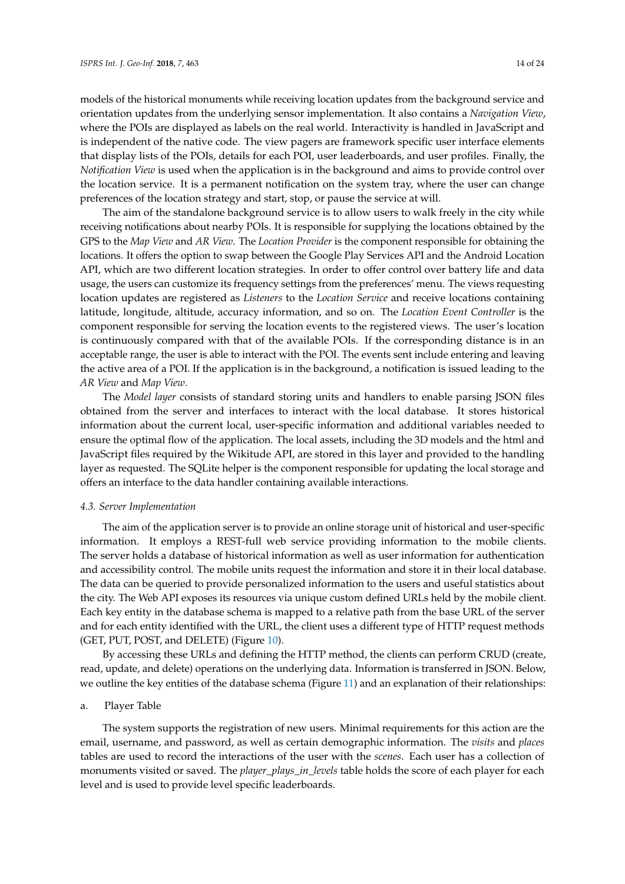models of the historical monuments while receiving location updates from the background service and orientation updates from the underlying sensor implementation. It also contains a *Navigation View*, where the POIs are displayed as labels on the real world. Interactivity is handled in JavaScript and is independent of the native code. The view pagers are framework specific user interface elements that display lists of the POIs, details for each POI, user leaderboards, and user profiles. Finally, the *Notification View* is used when the application is in the background and aims to provide control over the location service. It is a permanent notification on the system tray, where the user can change preferences of the location strategy and start, stop, or pause the service at will.

The aim of the standalone background service is to allow users to walk freely in the city while receiving notifications about nearby POIs. It is responsible for supplying the locations obtained by the GPS to the *Map View* and *AR View*. The *Location Provider* is the component responsible for obtaining the locations. It offers the option to swap between the Google Play Services API and the Android Location API, which are two different location strategies. In order to offer control over battery life and data usage, the users can customize its frequency settings from the preferences' menu. The views requesting location updates are registered as *Listeners* to the *Location Service* and receive locations containing latitude, longitude, altitude, accuracy information, and so on. The *Location Event Controller* is the component responsible for serving the location events to the registered views. The user's location is continuously compared with that of the available POIs. If the corresponding distance is in an acceptable range, the user is able to interact with the POI. The events sent include entering and leaving the active area of a POI. If the application is in the background, a notification is issued leading to the *AR View* and *Map View*.

The *Model layer* consists of standard storing units and handlers to enable parsing JSON files obtained from the server and interfaces to interact with the local database. It stores historical information about the current local, user-specific information and additional variables needed to ensure the optimal flow of the application. The local assets, including the 3D models and the html and JavaScript files required by the Wikitude API, are stored in this layer and provided to the handling layer as requested. The SQLite helper is the component responsible for updating the local storage and offers an interface to the data handler containing available interactions.

### *4.3. Server Implementation*

The aim of the application server is to provide an online storage unit of historical and user-specific information. It employs a REST-full web service providing information to the mobile clients. The server holds a database of historical information as well as user information for authentication and accessibility control. The mobile units request the information and store it in their local database. The data can be queried to provide personalized information to the users and useful statistics about the city. The Web API exposes its resources via unique custom defined URLs held by the mobile client. Each key entity in the database schema is mapped to a relative path from the base URL of the server and for each entity identified with the URL, the client uses a different type of HTTP request methods (GET, PUT, POST, and DELETE) (Figure 10).

By accessing these URLs and defining the HTTP method, the clients can perform CRUD (create, read, update, and delete) operations on the underlying data. Information is transferred in JSON. Below, we outline the key entities of the database schema (Figure 11) and an explanation of their relationships:

a. Player Table

The system supports the registration of new users. Minimal requirements for this action are the email, username, and password, as well as certain demographic information. The *visits* and *places* tables are used to record the interactions of the user with the *scenes*. Each user has a collection of monuments visited or saved. The *player_plays_in_levels* table holds the score of each player for each level and is used to provide level specific leaderboards.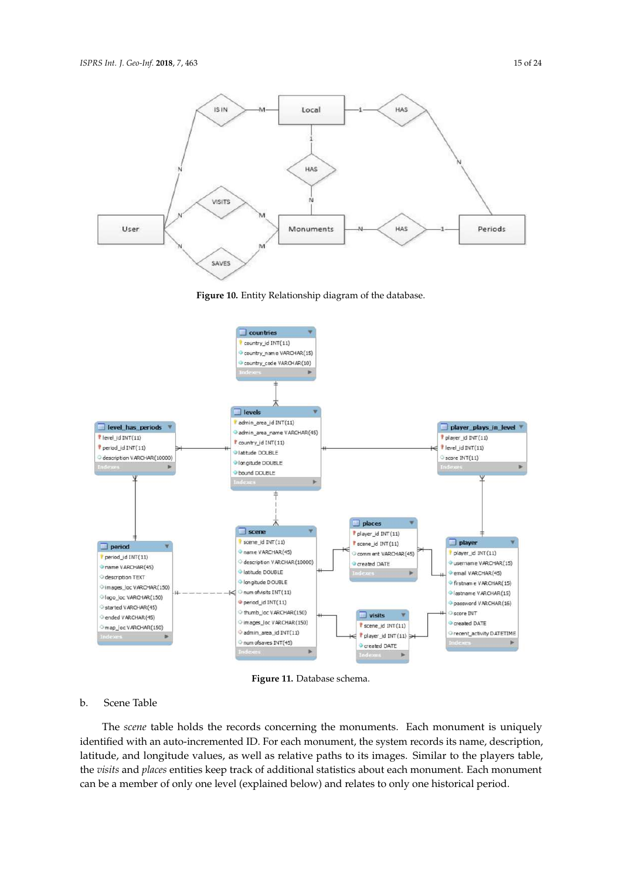**Figure 10.** Entity Relationship diagram of the database.

**Figure 11.** Database schema.

b. Scene Table

The *scene* table holds the records concerning the monuments. Each monument is uniquely identified with an auto-incremented ID. For each monument, the system records its name, description, latitude, and longitude values, as well as relative paths to its images. Similar to the players table, the *visits* and *places* entities keep track of additional statistics about each monument. Each monument can be a member of only one level (explained below) and relates to only one historical period.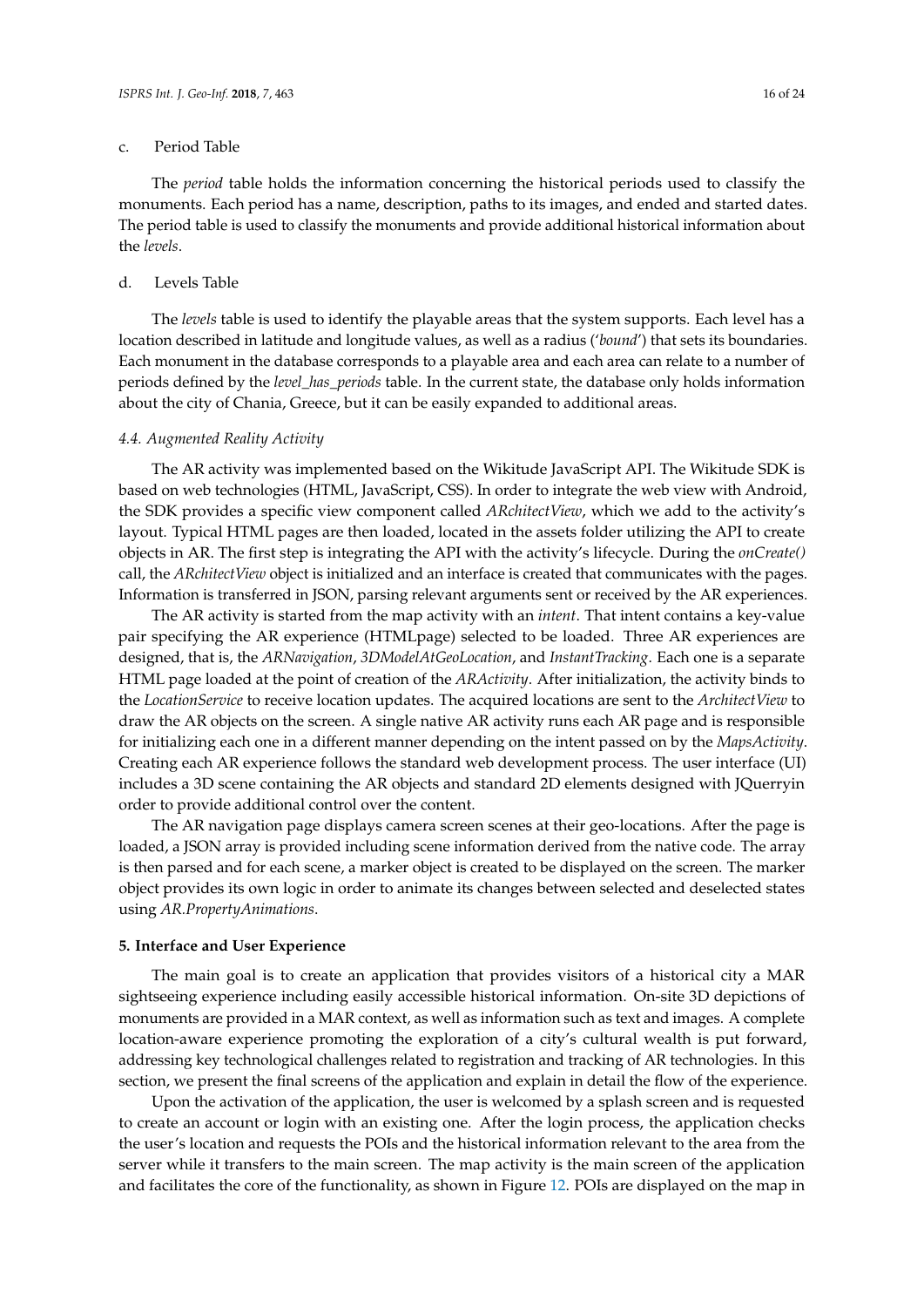c. Period Table

The *period* table holds the information concerning the historical periods used to classify the monuments. Each period has a name, description, paths to its images, and ended and started dates. The period table is used to classify the monuments and provide additional historical information about the *levels*.

d. Levels Table

The *levels* table is used to identify the playable areas that the system supports. Each level has a location described in latitude and longitude values, as well as a radius ('*bound*') that sets its boundaries. Each monument in the database corresponds to a playable area and each area can relate to a number of periods defined by the *level_has_periods* table. In the current state, the database only holds information about the city of Chania, Greece, but it can be easily expanded to additional areas.

### *4.4. Augmented Reality Activity*

The AR activity was implemented based on the Wikitude JavaScript API. The Wikitude SDK is based on web technologies (HTML, JavaScript, CSS). In order to integrate the web view with Android, the SDK provides a specific view component called *ARchitectView*, which we add to the activity's layout. Typical HTML pages are then loaded, located in the assets folder utilizing the API to create objects in AR. The first step is integrating the API with the activity's lifecycle. During the *onCreate()* call, the *ARchitectView* object is initialized and an interface is created that communicates with the pages. Information is transferred in JSON, parsing relevant arguments sent or received by the AR experiences.

The AR activity is started from the map activity with an *intent*. That intent contains a key-value pair specifying the AR experience (HTMLpage) selected to be loaded. Three AR experiences are designed, that is, the *ARNavigation*, *3DModelAtGeoLocation*, and *InstantTracking*. Each one is a separate HTML page loaded at the point of creation of the *ARActivity*. After initialization, the activity binds to the *LocationService* to receive location updates. The acquired locations are sent to the *ArchitectView* to draw the AR objects on the screen. A single native AR activity runs each AR page and is responsible for initializing each one in a different manner depending on the intent passed on by the *MapsActivity*. Creating each AR experience follows the standard web development process. The user interface (UI) includes a 3D scene containing the AR objects and standard 2D elements designed with JQuerryin order to provide additional control over the content.

The AR navigation page displays camera screen scenes at their geo-locations. After the page is loaded, a JSON array is provided including scene information derived from the native code. The array is then parsed and for each scene, a marker object is created to be displayed on the screen. The marker object provides its own logic in order to animate its changes between selected and deselected states using *AR.PropertyAnimations*.

## 5. Interface and User Experience

The main goal is to create an application that provides visitors of a historical city a MAR sightseeing experience including easily accessible historical information. On-site 3D depictions of monuments are provided in a MAR context, as well as information such as text and images. A complete location-aware experience promoting the exploration of a city's cultural wealth is put forward, addressing key technological challenges related to registration and tracking of AR technologies. In this section, we present the final screens of the application and explain in detail the flow of the experience.

Upon the activation of the application, the user is welcomed by a splash screen and is requested to create an account or login with an existing one. After the login process, the application checks the user's location and requests the POIs and the historical information relevant to the area from the server while it transfers to the main screen. The map activity is the main screen of the application and facilitates the core of the functionality, as shown in Figure 12. POIs are displayed on the map in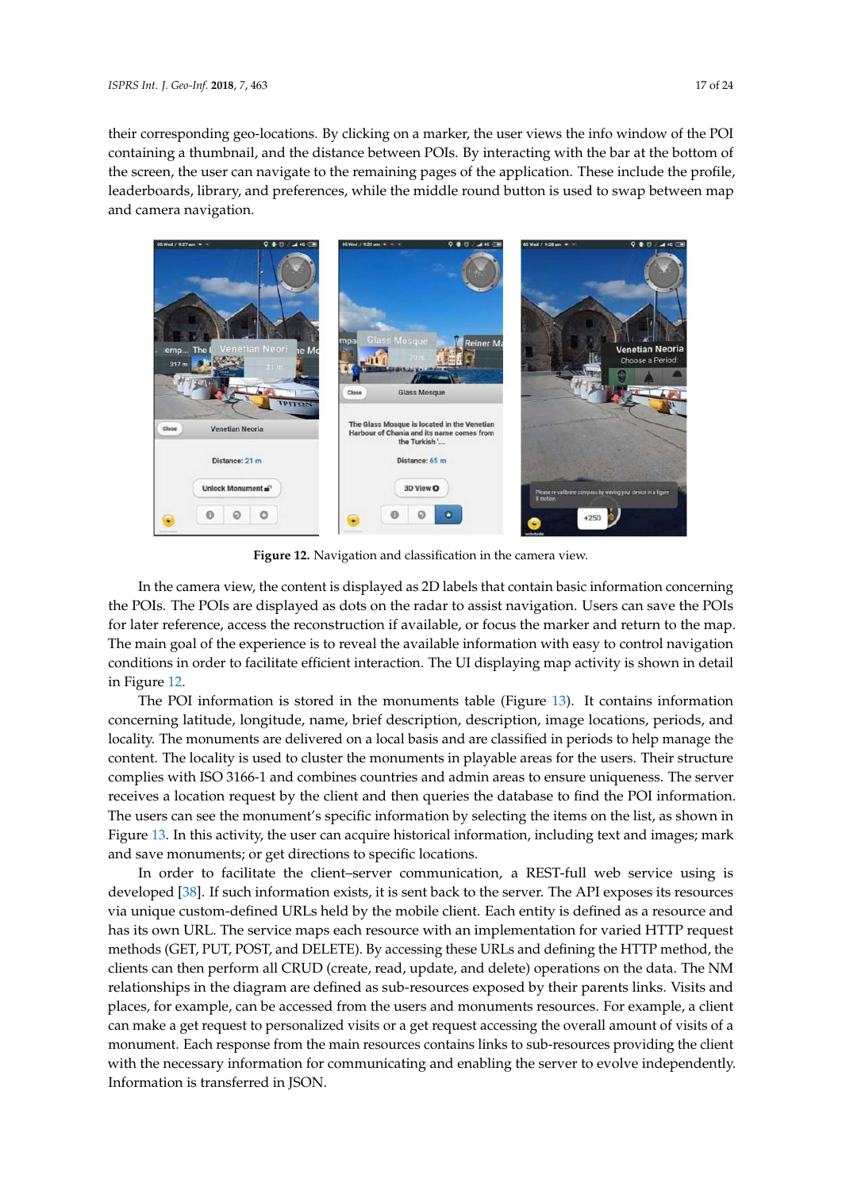their corresponding geo-locations. By clicking on a marker, the user views the info window of the POI containing a thumbnail, and the distance between POIs. By interacting with the bar at the bottom of the screen, the user can navigate to the remaining pages of the application. These include the profile, leaderboards, library, and preferences, while the middle round button is used to swap between map and camera navigation.

**Figure 12.** Navigation and classification in the camera view.

In the camera view, the content is displayed as 2D labels that contain basic information concerning the POIs. The POIs are displayed as dots on the radar to assist navigation. Users can save the POIs for later reference, access the reconstruction if available, or focus the marker and return to the map. The main goal of the experience is to reveal the available information with easy to control navigation conditions in order to facilitate efficient interaction. The UI displaying map activity is shown in detail in Figure 12.

The POI information is stored in the monuments table (Figure 13). It contains information concerning latitude, longitude, name, brief description, description, image locations, periods, and locality. The monuments are delivered on a local basis and are classified in periods to help manage the content. The locality is used to cluster the monuments in playable areas for the users. Their structure complies with ISO 3166-1 and combines countries and admin areas to ensure uniqueness. The server receives a location request by the client and then queries the database to find the POI information. The users can see the monument's specific information by selecting the items on the list, as shown in Figure 13. In this activity, the user can acquire historical information, including text and images; mark and save monuments; or get directions to specific locations.

In order to facilitate the client–server communication, a REST-full web service using is developed [38]. If such information exists, it is sent back to the server. The API exposes its resources via unique custom-defined URLs held by the mobile client. Each entity is defined as a resource and has its own URL. The service maps each resource with an implementation for varied HTTP request methods (GET, PUT, POST, and DELETE). By accessing these URLs and defining the HTTP method, the clients can then perform all CRUD (create, read, update, and delete) operations on the data. The NM relationships in the diagram are defined as sub-resources exposed by their parents links. Visits and places, for example, can be accessed from the users and monuments resources. For example, a client can make a get request to personalized visits or a get request accessing the overall amount of visits of a monument. Each response from the main resources contains links to sub-resources providing the client with the necessary information for communicating and enabling the server to evolve independently. Information is transferred in JSON.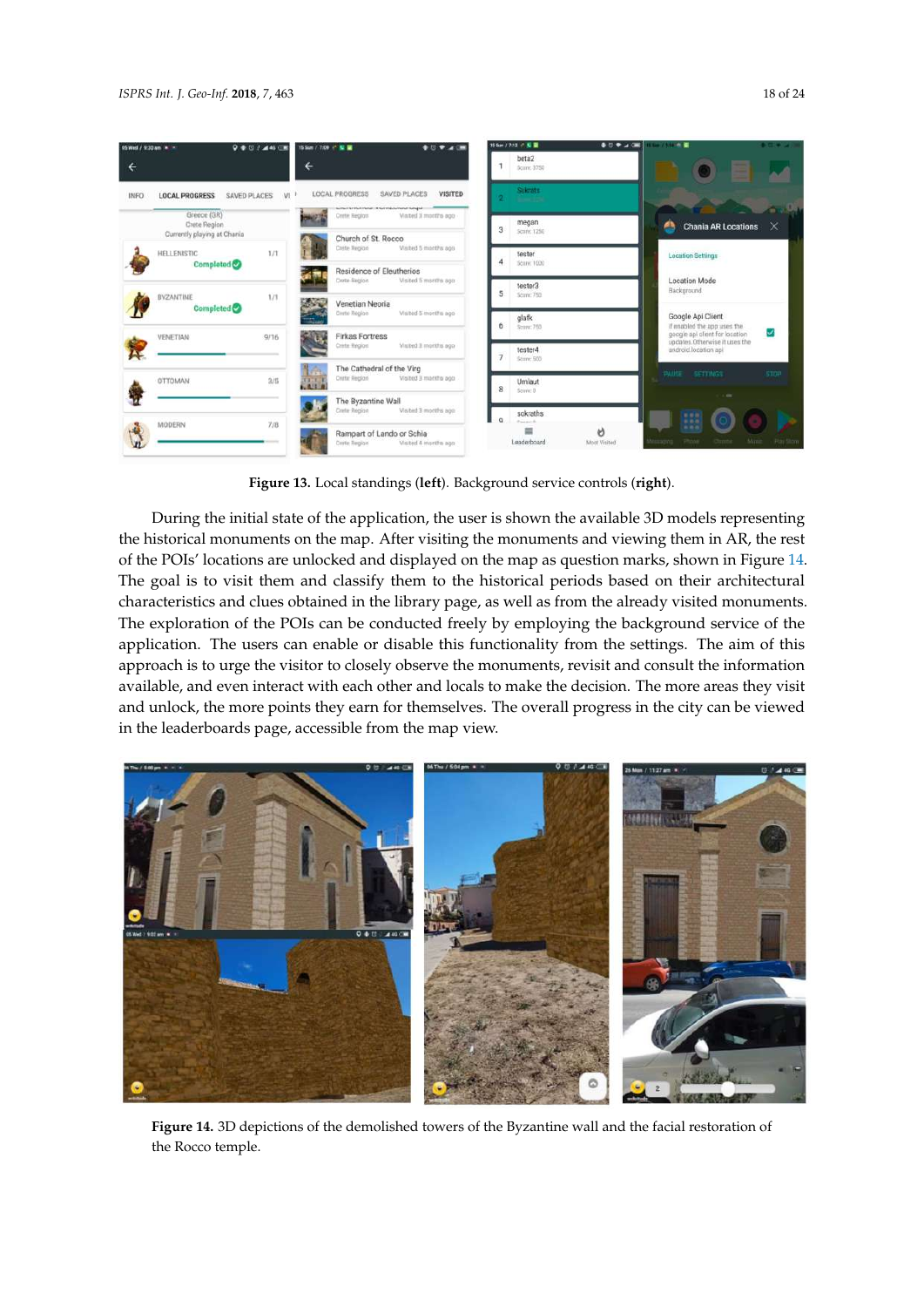**Figure 13.** Local standings (**left**). Background service controls (**right**).

During the initial state of the application, the user is shown the available 3D models representing the historical monuments on the map. After visiting the monuments and viewing them in AR, the rest of the POIs' locations are unlocked and displayed on the map as question marks, shown in Figure 14. The goal is to visit them and classify them to the historical periods based on their architectural characteristics and clues obtained in the library page, as well as from the already visited monuments. The exploration of the POIs can be conducted freely by employing the background service of the application. The users can enable or disable this functionality from the settings. The aim of this approach is to urge the visitor to closely observe the monuments, revisit and consult the information available, and even interact with each other and locals to make the decision. The more areas they visit and unlock, the more points they earn for themselves. The overall progress in the city can be viewed in the leaderboards page, accessible from the map view.

**Figure 14.** 3D depictions of the demolished towers of the Byzantine wall and the facial restoration of the Rocco temple.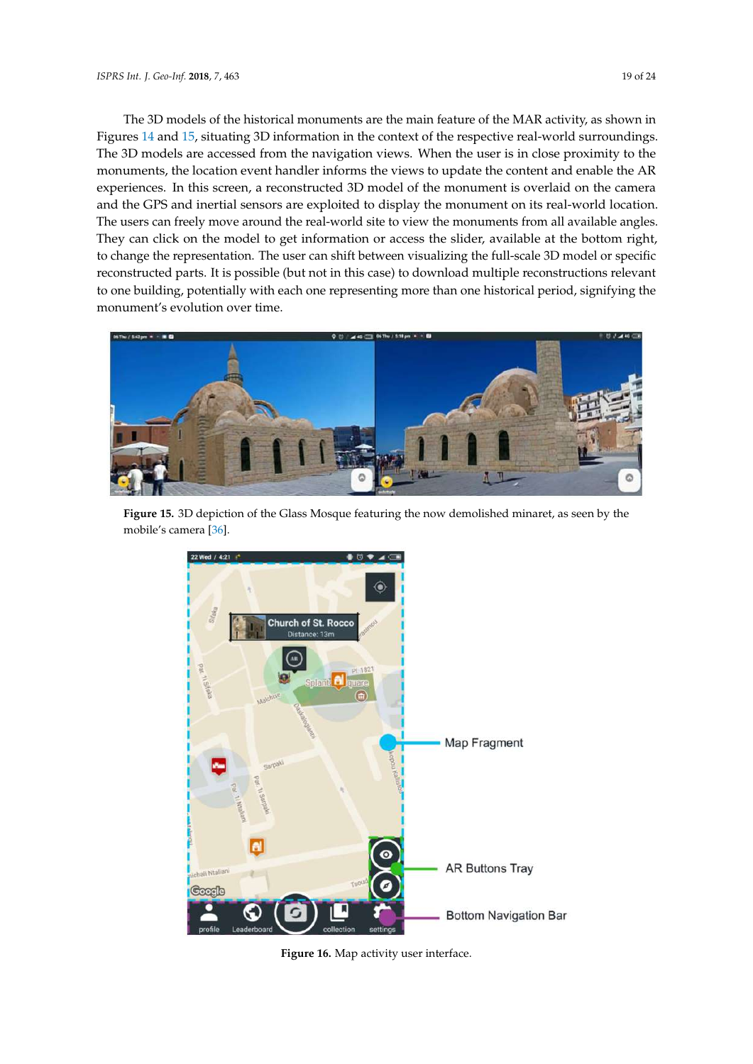The 3D models of the historical monuments are the main feature of the MAR activity, as shown in Figures 14 and 15, situating 3D information in the context of the respective real-world surroundings. The 3D models are accessed from the navigation views. When the user is in close proximity to the monuments, the location event handler informs the views to update the content and enable the AR experiences. In this screen, a reconstructed 3D model of the monument is overlaid on the camera and the GPS and inertial sensors are exploited to display the monument on its real-world location. The users can freely move around the real-world site to view the monuments from all available angles. They can click on the model to get information or access the slider, available at the bottom right, to change the representation. The user can shift between visualizing the full-scale 3D model or specific reconstructed parts. It is possible (but not in this case) to download multiple reconstructions relevant to one building, potentially with each one representing more than one historical period, signifying the monument's evolution over time.

**Figure 15.** 3D depiction of the Glass Mosque featuring the now demolished minaret, as seen by the mobile's camera [36].

**Figure 16.** Map activity user interface.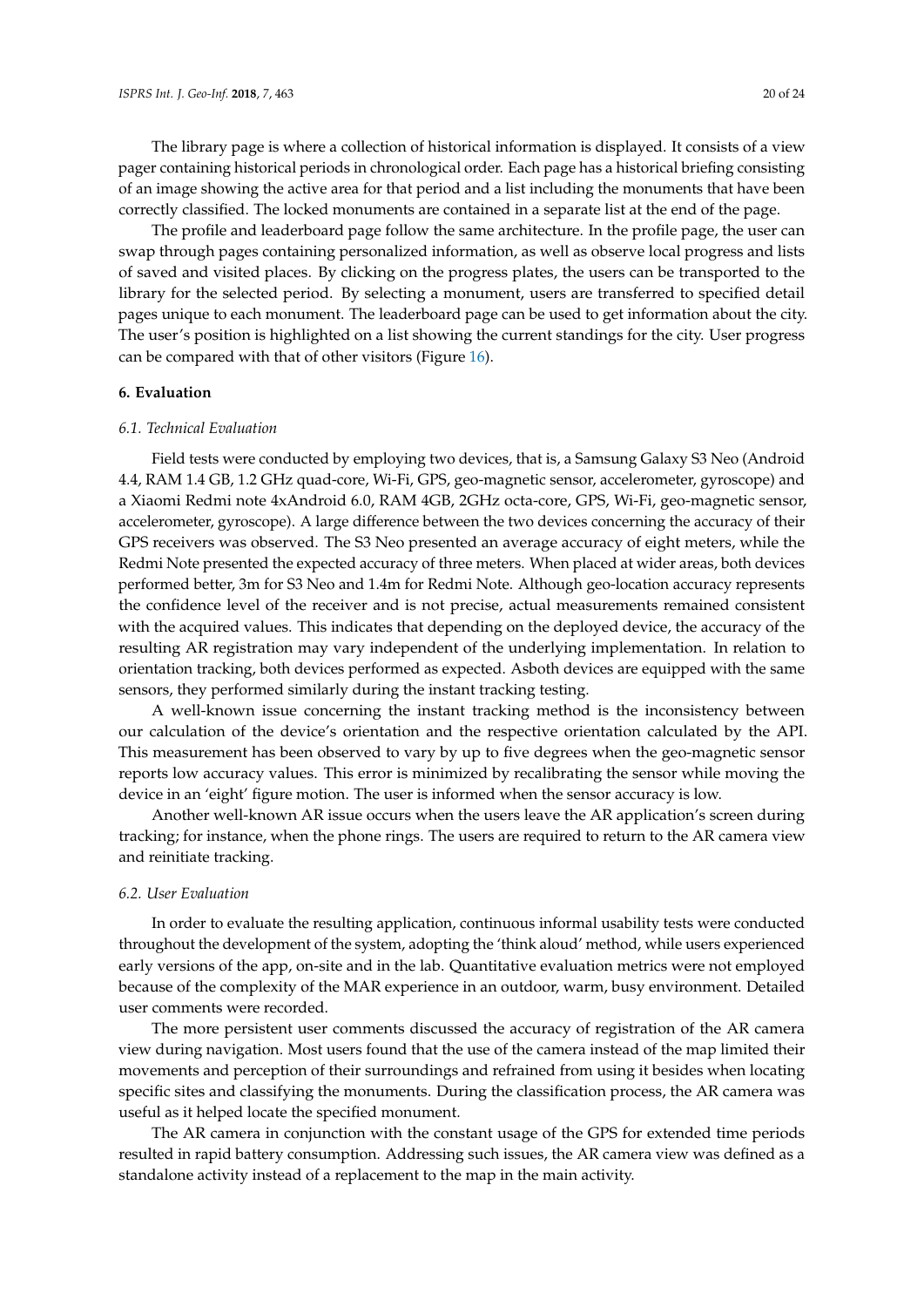The library page is where a collection of historical information is displayed. It consists of a view pager containing historical periods in chronological order. Each page has a historical briefing consisting of an image showing the active area for that period and a list including the monuments that have been correctly classified. The locked monuments are contained in a separate list at the end of the page.

The profile and leaderboard page follow the same architecture. In the profile page, the user can swap through pages containing personalized information, as well as observe local progress and lists of saved and visited places. By clicking on the progress plates, the users can be transported to the library for the selected period. By selecting a monument, users are transferred to specified detail pages unique to each monument. The leaderboard page can be used to get information about the city. The user's position is highlighted on a list showing the current standings for the city. User progress can be compared with that of other visitors (Figure 16).

## 6. Evaluation

### *6.1. Technical Evaluation*

Field tests were conducted by employing two devices, that is, a Samsung Galaxy S3 Neo (Android 4.4, RAM 1.4 GB, 1.2 GHz quad-core, Wi-Fi, GPS, geo-magnetic sensor, accelerometer, gyroscope) and a Xiaomi Redmi note 4xAndroid 6.0, RAM 4GB, 2GHz octa-core, GPS, Wi-Fi, geo-magnetic sensor, accelerometer, gyroscope). A large difference between the two devices concerning the accuracy of their GPS receivers was observed. The S3 Neo presented an average accuracy of eight meters, while the Redmi Note presented the expected accuracy of three meters. When placed at wider areas, both devices performed better, 3m for S3 Neo and 1.4m for Redmi Note. Although geo-location accuracy represents the confidence level of the receiver and is not precise, actual measurements remained consistent with the acquired values. This indicates that depending on the deployed device, the accuracy of the resulting AR registration may vary independent of the underlying implementation. In relation to orientation tracking, both devices performed as expected. Asboth devices are equipped with the same sensors, they performed similarly during the instant tracking testing.

A well-known issue concerning the instant tracking method is the inconsistency between our calculation of the device's orientation and the respective orientation calculated by the API. This measurement has been observed to vary by up to five degrees when the geo-magnetic sensor reports low accuracy values. This error is minimized by recalibrating the sensor while moving the device in an 'eight' figure motion. The user is informed when the sensor accuracy is low.

Another well-known AR issue occurs when the users leave the AR application's screen during tracking; for instance, when the phone rings. The users are required to return to the AR camera view and reinitiate tracking.

### *6.2. User Evaluation*

In order to evaluate the resulting application, continuous informal usability tests were conducted throughout the development of the system, adopting the 'think aloud' method, while users experienced early versions of the app, on-site and in the lab. Quantitative evaluation metrics were not employed because of the complexity of the MAR experience in an outdoor, warm, busy environment. Detailed user comments were recorded.

The more persistent user comments discussed the accuracy of registration of the AR camera view during navigation. Most users found that the use of the camera instead of the map limited their movements and perception of their surroundings and refrained from using it besides when locating specific sites and classifying the monuments. During the classification process, the AR camera was useful as it helped locate the specified monument.

The AR camera in conjunction with the constant usage of the GPS for extended time periods resulted in rapid battery consumption. Addressing such issues, the AR camera view was defined as a standalone activity instead of a replacement to the map in the main activity.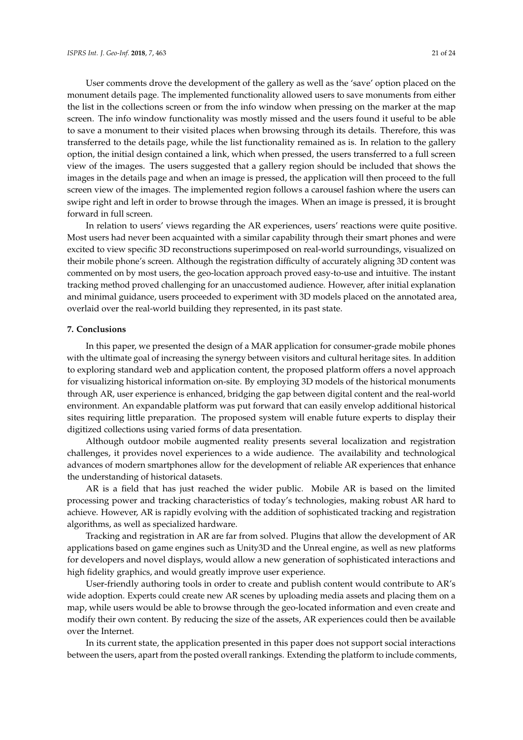User comments drove the development of the gallery as well as the 'save' option placed on the monument details page. The implemented functionality allowed users to save monuments from either the list in the collections screen or from the info window when pressing on the marker at the map screen. The info window functionality was mostly missed and the users found it useful to be able to save a monument to their visited places when browsing through its details. Therefore, this was transferred to the details page, while the list functionality remained as is. In relation to the gallery option, the initial design contained a link, which when pressed, the users transferred to a full screen view of the images. The users suggested that a gallery region should be included that shows the images in the details page and when an image is pressed, the application will then proceed to the full screen view of the images. The implemented region follows a carousel fashion where the users can swipe right and left in order to browse through the images. When an image is pressed, it is brought forward in full screen.

In relation to users' views regarding the AR experiences, users' reactions were quite positive. Most users had never been acquainted with a similar capability through their smart phones and were excited to view specific 3D reconstructions superimposed on real-world surroundings, visualized on their mobile phone's screen. Although the registration difficulty of accurately aligning 3D content was commented on by most users, the geo-location approach proved easy-to-use and intuitive. The instant tracking method proved challenging for an unaccustomed audience. However, after initial explanation and minimal guidance, users proceeded to experiment with 3D models placed on the annotated area, overlaid over the real-world building they represented, in its past state.

## 7. Conclusions

In this paper, we presented the design of a MAR application for consumer-grade mobile phones with the ultimate goal of increasing the synergy between visitors and cultural heritage sites. In addition to exploring standard web and application content, the proposed platform offers a novel approach for visualizing historical information on-site. By employing 3D models of the historical monuments through AR, user experience is enhanced, bridging the gap between digital content and the real-world environment. An expandable platform was put forward that can easily envelop additional historical sites requiring little preparation. The proposed system will enable future experts to display their digitized collections using varied forms of data presentation.

Although outdoor mobile augmented reality presents several localization and registration challenges, it provides novel experiences to a wide audience. The availability and technological advances of modern smartphones allow for the development of reliable AR experiences that enhance the understanding of historical datasets.

AR is a field that has just reached the wider public. Mobile AR is based on the limited processing power and tracking characteristics of today's technologies, making robust AR hard to achieve. However, AR is rapidly evolving with the addition of sophisticated tracking and registration algorithms, as well as specialized hardware.

Tracking and registration in AR are far from solved. Plugins that allow the development of AR applications based on game engines such as Unity3D and the Unreal engine, as well as new platforms for developers and novel displays, would allow a new generation of sophisticated interactions and high fidelity graphics, and would greatly improve user experience.

User-friendly authoring tools in order to create and publish content would contribute to AR's wide adoption. Experts could create new AR scenes by uploading media assets and placing them on a map, while users would be able to browse through the geo-located information and even create and modify their own content. By reducing the size of the assets, AR experiences could then be available over the Internet.

In its current state, the application presented in this paper does not support social interactions between the users, apart from the posted overall rankings. Extending the platform to include comments,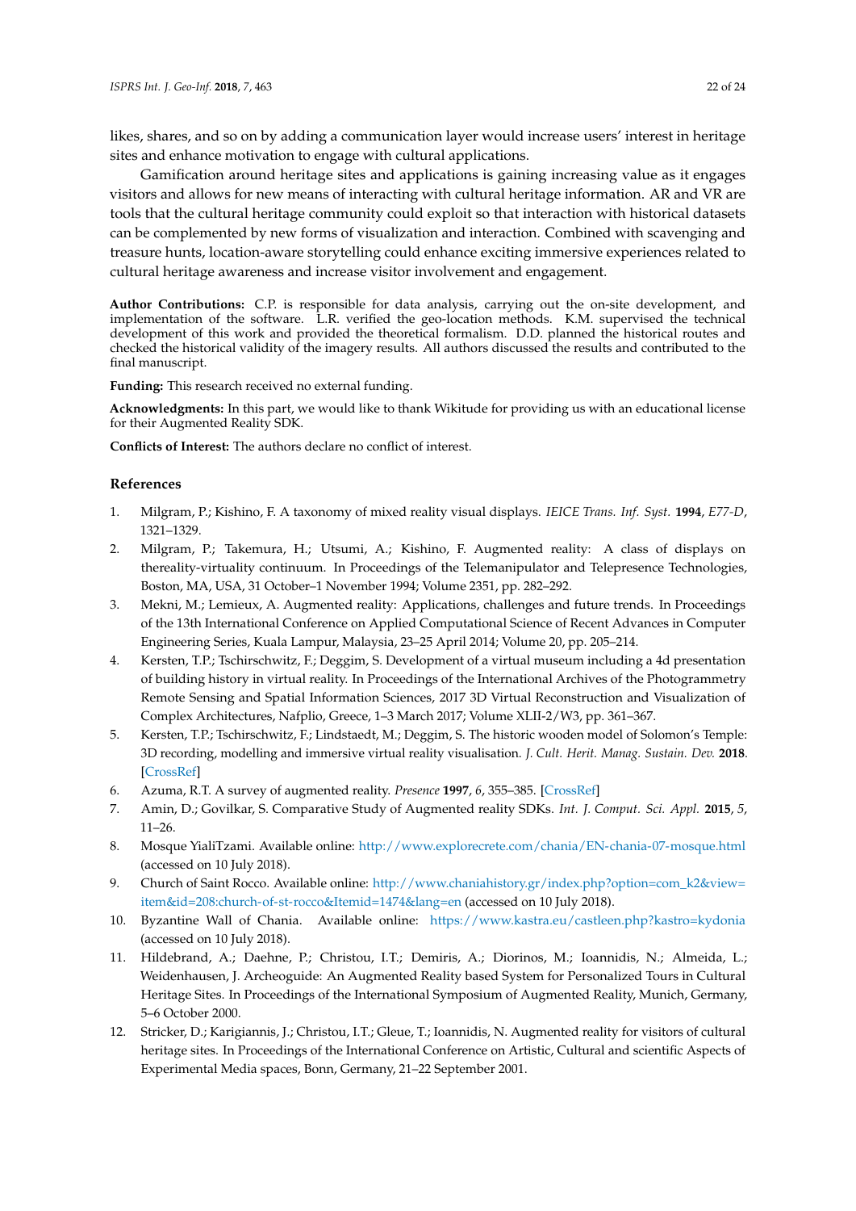likes, shares, and so on by adding a communication layer would increase users' interest in heritage sites and enhance motivation to engage with cultural applications.

Gamification around heritage sites and applications is gaining increasing value as it engages visitors and allows for new means of interacting with cultural heritage information. AR and VR are tools that the cultural heritage community could exploit so that interaction with historical datasets can be complemented by new forms of visualization and interaction. Combined with scavenging and treasure hunts, location-aware storytelling could enhance exciting immersive experiences related to cultural heritage awareness and increase visitor involvement and engagement.

**Author Contributions:** C.P. is responsible for data analysis, carrying out the on-site development, and implementation of the software. L.R. verified the geo-location methods. K.M. supervised the technical development of this work and provided the theoretical formalism. D.D. planned the historical routes and checked the historical validity of the imagery results. All authors discussed the results and contributed to the final manuscript.

**Funding:** This research received no external funding.

**Acknowledgments:** In this part, we would like to thank Wikitude for providing us with an educational license for their Augmented Reality SDK.

**Conflicts of Interest:** The authors declare no conflict of interest.

## References

1. Milgram, P.; Kishino, F. A taxonomy of mixed reality visual displays. *IEICE Trans. Inf. Syst.* **1994**, *E77-D*, 1321–1329.
2. Milgram, P.; Takemura, H.; Utsumi, A.; Kishino, F. Augmented reality: A class of displays on thereality-virtuality continuum. In Proceedings of the Telemanipulator and Telepresence Technologies, Boston, MA, USA, 31 October–1 November 1994; Volume 2351, pp. 282–292.
3. Mekni, M.; Lemieux, A. Augmented reality: Applications, challenges and future trends. In Proceedings of the 13th International Conference on Applied Computational Science of Recent Advances in Computer Engineering Series, Kuala Lampur, Malaysia, 23–25 April 2014; Volume 20, pp. 205–214.
4. Kersten, T.P.; Tschirschwitz, F.; Deggim, S. Development of a virtual museum including a 4d presentation of building history in virtual reality. In Proceedings of the International Archives of the Photogrammetry Remote Sensing and Spatial Information Sciences, 2017 3D Virtual Reconstruction and Visualization of Complex Architectures, Nafplio, Greece, 1–3 March 2017; Volume XLII-2/W3, pp. 361–367.
5. Kersten, T.P.; Tschirschwitz, F.; Lindstaedt, M.; Deggim, S. The historic wooden model of Solomon's Temple: 3D recording, modelling and immersive virtual reality visualisation. *J. Cult. Herit. Manag. Sustain. Dev.* **2018**. [CrossRef]
6. Azuma, R.T. A survey of augmented reality. *Presence* **1997**, *6*, 355–385. [CrossRef]
7. Amin, D.; Govilkar, S. Comparative Study of Augmented reality SDKs. *Int. J. Comput. Sci. Appl.* **2015**, *5*, 11–26.
8. Mosque YialiTzami. Available online: http://www.explorecrete.com/chania/EN-chania-07-mosque.html (accessed on 10 July 2018).
9. Church of Saint Rocco. Available online: http://www.chaniahistory.gr/index.php?option=com_k2&view=item&id=208:church-of-st-rocco&Itemid=1474&lang=en (accessed on 10 July 2018).
10. Byzantine Wall of Chania. Available online: https://www.kastra.eu/castleen.php?kastro=kydonia (accessed on 10 July 2018).
11. Hildebrand, A.; Daehne, P.; Christou, I.T.; Demiris, A.; Diorinos, M.; Ioannidis, N.; Almeida, L.; Weidenhausen, J. Archeoguide: An Augmented Reality based System for Personalized Tours in Cultural Heritage Sites. In Proceedings of the International Symposium of Augmented Reality, Munich, Germany, 5–6 October 2000.
12. Stricker, D.; Karigiannis, J.; Christou, I.T.; Gleue, T.; Ioannidis, N. Augmented reality for visitors of cultural heritage sites. In Proceedings of the International Conference on Artistic, Cultural and scientific Aspects of Experimental Media spaces, Bonn, Germany, 21–22 September 2001.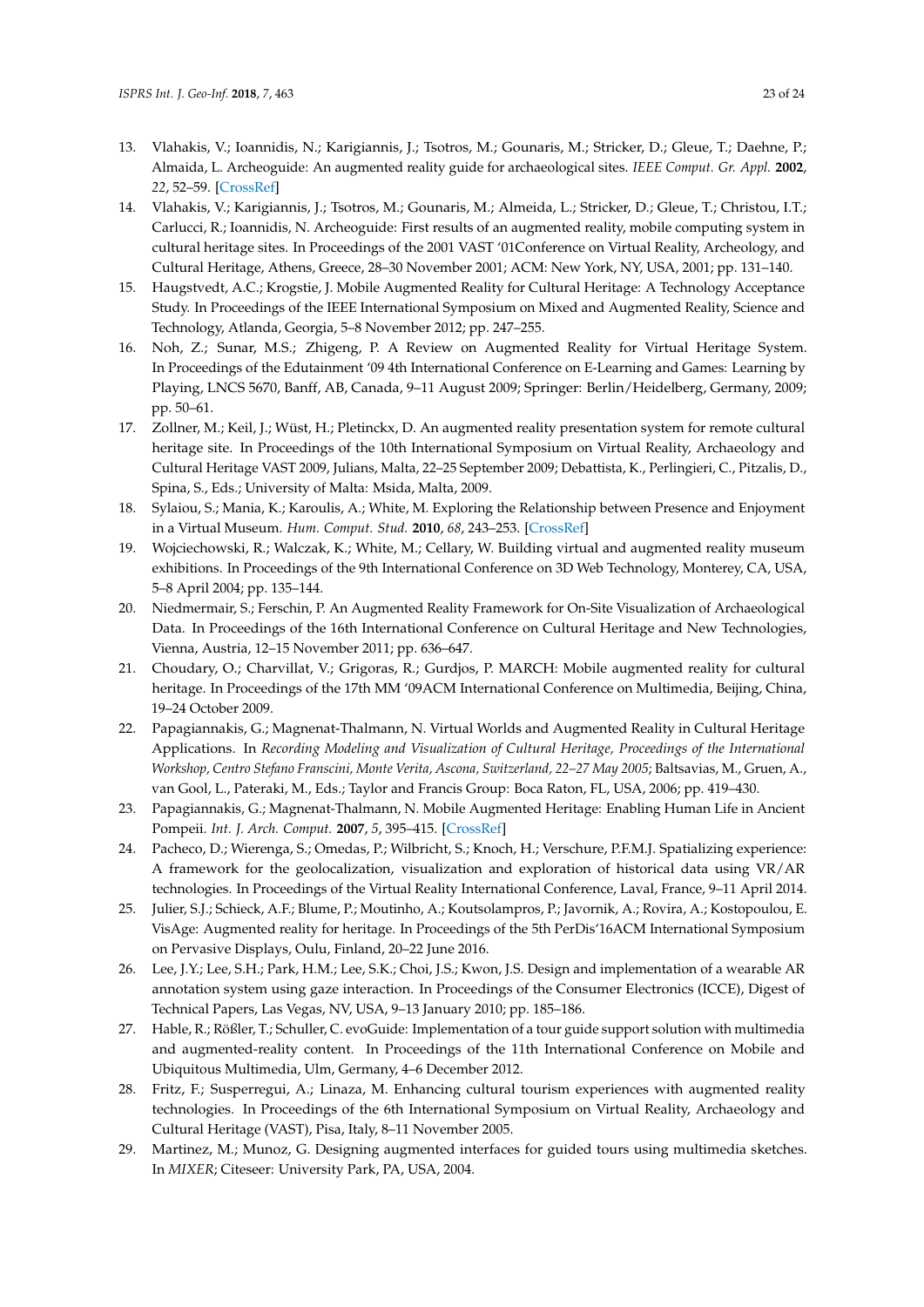13. Vlahakis, V.; Ioannidis, N.; Karigiannis, J.; Tsotros, M.; Gounaris, M.; Stricker, D.; Gleue, T.; Daehne, P.; Almaida, L. Archeoguide: An augmented reality guide for archaeological sites. *IEEE Comput. Gr. Appl.* **2002**, *22*, 52–59. [CrossRef]
14. Vlahakis, V.; Karigiannis, J.; Tsotros, M.; Gounaris, M.; Almeida, L.; Stricker, D.; Gleue, T.; Christou, I.T.; Carlucci, R.; Ioannidis, N. Archeoguide: First results of an augmented reality, mobile computing system in cultural heritage sites. In Proceedings of the 2001 VAST '01Conference on Virtual Reality, Archeology, and Cultural Heritage, Athens, Greece, 28–30 November 2001; ACM: New York, NY, USA, 2001; pp. 131–140.
15. Haugstvedt, A.C.; Krogstie, J. Mobile Augmented Reality for Cultural Heritage: A Technology Acceptance Study. In Proceedings of the IEEE International Symposium on Mixed and Augmented Reality, Science and Technology, Atlanda, Georgia, 5–8 November 2012; pp. 247–255.
16. Noh, Z.; Sunar, M.S.; Zhigeng, P. A Review on Augmented Reality for Virtual Heritage System. In Proceedings of the Edutainment '09 4th International Conference on E-Learning and Games: Learning by Playing, LNCS 5670, Banff, AB, Canada, 9–11 August 2009; Springer: Berlin/Heidelberg, Germany, 2009; pp. 50–61.
17. Zollner, M.; Keil, J.; Wüst, H.; Pletinckx, D. An augmented reality presentation system for remote cultural heritage site. In Proceedings of the 10th International Symposium on Virtual Reality, Archaeology and Cultural Heritage VAST 2009, Julians, Malta, 22–25 September 2009; Debattista, K., Perlingieri, C., Pitzalis, D., Spina, S., Eds.; University of Malta: Msida, Malta, 2009.
18. Sylaiou, S.; Mania, K.; Karoulis, A.; White, M. Exploring the Relationship between Presence and Enjoyment in a Virtual Museum. *Hum. Comput. Stud.* **2010**, *68*, 243–253. [CrossRef]
19. Wojciechowski, R.; Walczak, K.; White, M.; Cellary, W. Building virtual and augmented reality museum exhibitions. In Proceedings of the 9th International Conference on 3D Web Technology, Monterey, CA, USA, 5–8 April 2004; pp. 135–144.
20. Niedmermair, S.; Ferschin, P. An Augmented Reality Framework for On-Site Visualization of Archaeological Data. In Proceedings of the 16th International Conference on Cultural Heritage and New Technologies, Vienna, Austria, 12–15 November 2011; pp. 636–647.
21. Choudary, O.; Charvillat, V.; Grigoras, R.; Gurdjos, P. MARCH: Mobile augmented reality for cultural heritage. In Proceedings of the 17th MM '09ACM International Conference on Multimedia, Beijing, China, 19–24 October 2009.
22. Papagiannakis, G.; Magnenat-Thalmann, N. Virtual Worlds and Augmented Reality in Cultural Heritage Applications. In *Recording Modeling and Visualization of Cultural Heritage, Proceedings of the International Workshop, Centro Stefano Franscini, Monte Verita, Ascona, Switzerland, 22–27 May 2005*; Baltsavias, M., Gruen, A., van Gool, L., Pateraki, M., Eds.; Taylor and Francis Group: Boca Raton, FL, USA, 2006; pp. 419–430.
23. Papagiannakis, G.; Magnenat-Thalmann, N. Mobile Augmented Heritage: Enabling Human Life in Ancient Pompeii. *Int. J. Arch. Comput.* **2007**, *5*, 395–415. [CrossRef]
24. Pacheco, D.; Wierenga, S.; Omedas, P.; Wilbricht, S.; Knoch, H.; Verschure, P.F.M.J. Spatializing experience: A framework for the geolocalization, visualization and exploration of historical data using VR/AR technologies. In Proceedings of the Virtual Reality International Conference, Laval, France, 9–11 April 2014.
25. Julier, S.J.; Schieck, A.F.; Blume, P.; Moutinho, A.; Koutsolampros, P.; Javornik, A.; Rovira, A.; Kostopoulou, E. VisAge: Augmented reality for heritage. In Proceedings of the 5th PerDis'16ACM International Symposium on Pervasive Displays, Oulu, Finland, 20–22 June 2016.
26. Lee, J.Y.; Lee, S.H.; Park, H.M.; Lee, S.K.; Choi, J.S.; Kwon, J.S. Design and implementation of a wearable AR annotation system using gaze interaction. In Proceedings of the Consumer Electronics (ICCE), Digest of Technical Papers, Las Vegas, NV, USA, 9–13 January 2010; pp. 185–186.
27. Hable, R.; Rößler, T.; Schuller, C. evoGuide: Implementation of a tour guide support solution with multimedia and augmented-reality content. In Proceedings of the 11th International Conference on Mobile and Ubiquitous Multimedia, Ulm, Germany, 4–6 December 2012.
28. Fritz, F.; Susperregui, A.; Linaza, M. Enhancing cultural tourism experiences with augmented reality technologies. In Proceedings of the 6th International Symposium on Virtual Reality, Archaeology and Cultural Heritage (VAST), Pisa, Italy, 8–11 November 2005.
29. Martinez, M.; Munoz, G. Designing augmented interfaces for guided tours using multimedia sketches. In *MIXER*; Citeseer: University Park, PA, USA, 2004.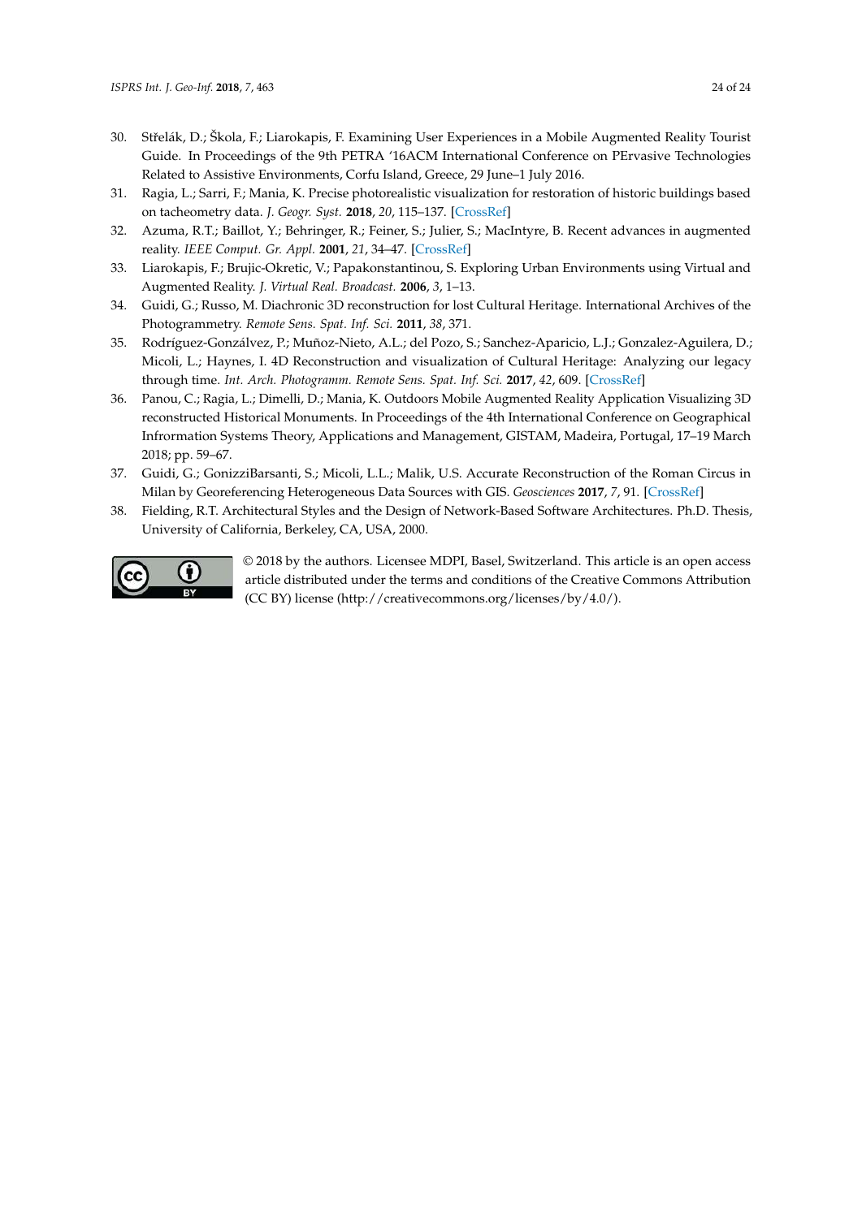30. Střelák, D.; Škola, F.; Liarokapis, F. Examining User Experiences in a Mobile Augmented Reality Tourist Guide. In Proceedings of the 9th PETRA '16ACM International Conference on PErvasive Technologies Related to Assistive Environments, Corfu Island, Greece, 29 June–1 July 2016.
31. Ragia, L.; Sarri, F.; Mania, K. Precise photorealistic visualization for restoration of historic buildings based on tacheometry data. *J. Geogr. Syst.* **2018**, *20*, 115–137. [CrossRef]
32. Azuma, R.T.; Baillot, Y.; Behringer, R.; Feiner, S.; Julier, S.; MacIntyre, B. Recent advances in augmented reality. *IEEE Comput. Gr. Appl.* **2001**, *21*, 34–47. [CrossRef]
33. Liarokapis, F.; Brujic-Okretic, V.; Papakonstantinou, S. Exploring Urban Environments using Virtual and Augmented Reality. *J. Virtual Real. Broadcast.* **2006**, *3*, 1–13.
34. Guidi, G.; Russo, M. Diachronic 3D reconstruction for lost Cultural Heritage. International Archives of the Photogrammetry. *Remote Sens. Spat. Inf. Sci.* **2011**, *38*, 371.
35. Rodríguez-Gonzálvez, P.; Muñoz-Nieto, A.L.; del Pozo, S.; Sanchez-Aparicio, L.J.; Gonzalez-Aguilera, D.; Micoli, L.; Haynes, I. 4D Reconstruction and visualization of Cultural Heritage: Analyzing our legacy through time. *Int. Arch. Photogramm. Remote Sens. Spat. Inf. Sci.* **2017**, *42*, 609. [CrossRef]
36. Panou, C.; Ragia, L.; Dimelli, D.; Mania, K. Outdoors Mobile Augmented Reality Application Visualizing 3D reconstructed Historical Monuments. In Proceedings of the 4th International Conference on Geographical Infrormation Systems Theory, Applications and Management, GISTAM, Madeira, Portugal, 17–19 March 2018; pp. 59–67.
37. Guidi, G.; GonizziBarsanti, S.; Micoli, L.L.; Malik, U.S. Accurate Reconstruction of the Roman Circus in Milan by Georeferencing Heterogeneous Data Sources with GIS. *Geosciences* **2017**, *7*, 91. [CrossRef]
38. Fielding, R.T. Architectural Styles and the Design of Network-Based Software Architectures. Ph.D. Thesis, University of California, Berkeley, CA, USA, 2000.

© 2018 by the authors. Licensee MDPI, Basel, Switzerland. This article is an open access article distributed under the terms and conditions of the Creative Commons Attribution (CC BY) license (http://creativecommons.org/licenses/by/4.0/).